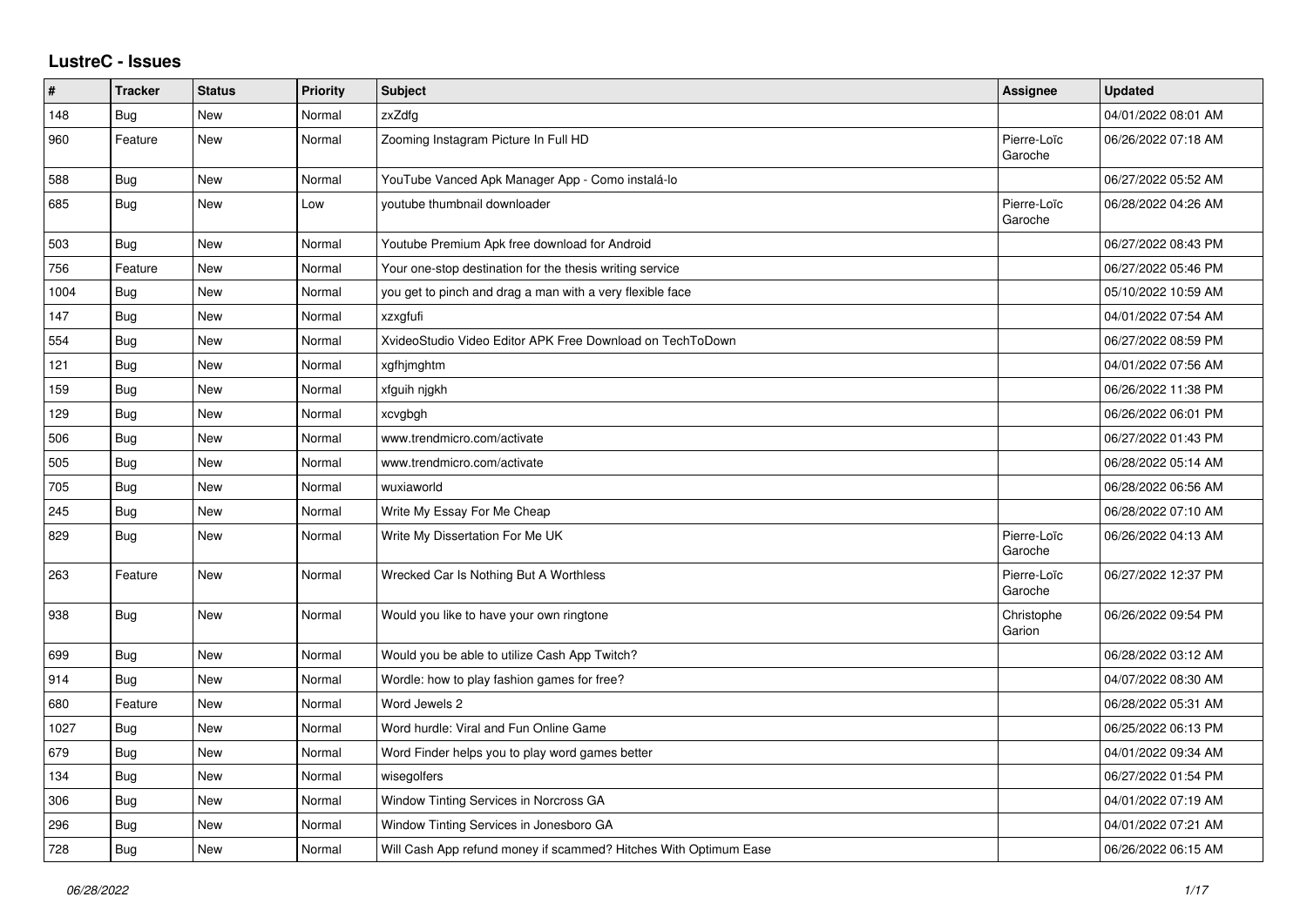# LustreC - Issues

| # | Tracker | Status | Priority | Subject | Assignee | Updated |
|---|---|---|---|---|---|---|
| 148 | Bug | New | Normal | zxZdfg | | 04/01/2022 08:01 AM |
| 960 | Feature | New | Normal | Zooming Instagram Picture In Full HD | Pierre-Loïc Garoche | 06/26/2022 07:18 AM |
| 588 | Bug | New | Normal | YouTube Vanced Apk Manager App - Como instalá-lo | | 06/27/2022 05:52 AM |
| 685 | Bug | New | Low | youtube thumbnail downloader | Pierre-Loïc Garoche | 06/28/2022 04:26 AM |
| 503 | Bug | New | Normal | Youtube Premium Apk free download for Android | | 06/27/2022 08:43 PM |
| 756 | Feature | New | Normal | Your one-stop destination for the thesis writing service | | 06/27/2022 05:46 PM |
| 1004 | Bug | New | Normal | you get to pinch and drag a man with a very flexible face | | 05/10/2022 10:59 AM |
| 147 | Bug | New | Normal | xzxgfufi | | 04/01/2022 07:54 AM |
| 554 | Bug | New | Normal | XvideoStudio Video Editor APK Free Download on TechToDown | | 06/27/2022 08:59 PM |
| 121 | Bug | New | Normal | xgfhjmghtm | | 04/01/2022 07:56 AM |
| 159 | Bug | New | Normal | xfguih njgkh | | 06/26/2022 11:38 PM |
| 129 | Bug | New | Normal | xcvgbgh | | 06/26/2022 06:01 PM |
| 506 | Bug | New | Normal | www.trendmicro.com/activate | | 06/27/2022 01:43 PM |
| 505 | Bug | New | Normal | www.trendmicro.com/activate | | 06/28/2022 05:14 AM |
| 705 | Bug | New | Normal | wuxiaworld | | 06/28/2022 06:56 AM |
| 245 | Bug | New | Normal | Write My Essay For Me Cheap | | 06/28/2022 07:10 AM |
| 829 | Bug | New | Normal | Write My Dissertation For Me UK | Pierre-Loïc Garoche | 06/26/2022 04:13 AM |
| 263 | Feature | New | Normal | Wrecked Car Is Nothing But A Worthless | Pierre-Loïc Garoche | 06/27/2022 12:37 PM |
| 938 | Bug | New | Normal | Would you like to have your own ringtone | Christophe Garion | 06/26/2022 09:54 PM |
| 699 | Bug | New | Normal | Would you be able to utilize Cash App Twitch? | | 06/28/2022 03:12 AM |
| 914 | Bug | New | Normal | Wordle: how to play fashion games for free? | | 04/07/2022 08:30 AM |
| 680 | Feature | New | Normal | Word Jewels 2 | | 06/28/2022 05:31 AM |
| 1027 | Bug | New | Normal | Word hurdle: Viral and Fun Online Game | | 06/25/2022 06:13 PM |
| 679 | Bug | New | Normal | Word Finder helps you to play word games better | | 04/01/2022 09:34 AM |
| 134 | Bug | New | Normal | wisegolfers | | 06/27/2022 01:54 PM |
| 306 | Bug | New | Normal | Window Tinting Services in Norcross GA | | 04/01/2022 07:19 AM |
| 296 | Bug | New | Normal | Window Tinting Services in Jonesboro GA | | 04/01/2022 07:21 AM |
| 728 | Bug | New | Normal | Will Cash App refund money if scammed? Hitches With Optimum Ease | | 06/26/2022 06:15 AM |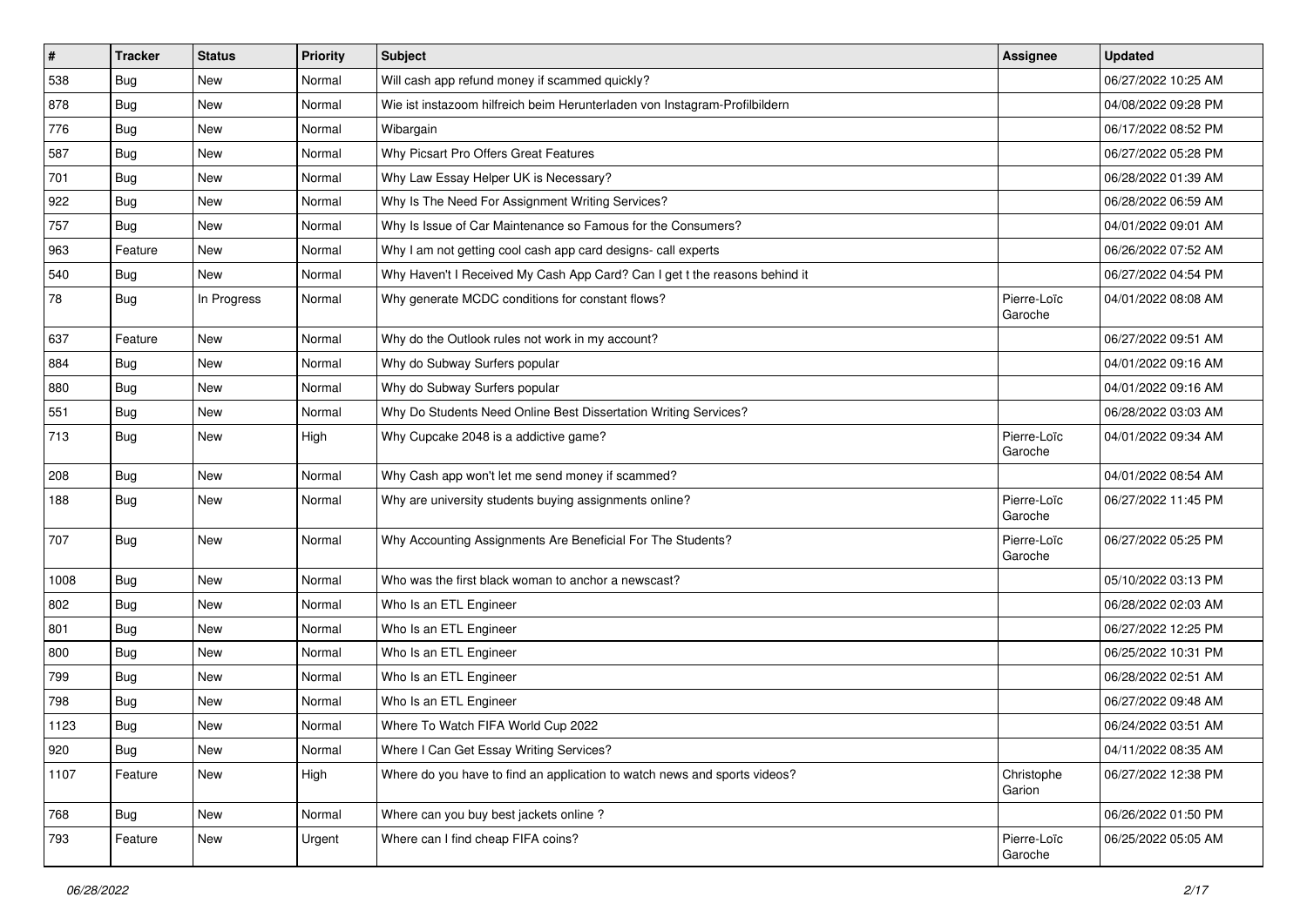| # | Tracker | Status | Priority | Subject | Assignee | Updated |
|---|---|---|---|---|---|---|
| 538 | Bug | New | Normal | Will cash app refund money if scammed quickly? | | 06/27/2022 10:25 AM |
| 878 | Bug | New | Normal | Wie ist instazoom hilfreich beim Herunterladen von Instagram-Profilbildern | | 04/08/2022 09:28 PM |
| 776 | Bug | New | Normal | Wibargain | | 06/17/2022 08:52 PM |
| 587 | Bug | New | Normal | Why Picsart Pro Offers Great Features | | 06/27/2022 05:28 PM |
| 701 | Bug | New | Normal | Why Law Essay Helper UK is Necessary? | | 06/28/2022 01:39 AM |
| 922 | Bug | New | Normal | Why Is The Need For Assignment Writing Services? | | 06/28/2022 06:59 AM |
| 757 | Bug | New | Normal | Why Is Issue of Car Maintenance so Famous for the Consumers? | | 04/01/2022 09:01 AM |
| 963 | Feature | New | Normal | Why I am not getting cool cash app card designs- call experts | | 06/26/2022 07:52 AM |
| 540 | Bug | New | Normal | Why Haven't I Received My Cash App Card? Can I get t the reasons behind it | | 06/27/2022 04:54 PM |
| 78 | Bug | In Progress | Normal | Why generate MCDC conditions for constant flows? | Pierre-Loïc Garoche | 04/01/2022 08:08 AM |
| 637 | Feature | New | Normal | Why do the Outlook rules not work in my account? | | 06/27/2022 09:51 AM |
| 884 | Bug | New | Normal | Why do Subway Surfers popular | | 04/01/2022 09:16 AM |
| 880 | Bug | New | Normal | Why do Subway Surfers popular | | 04/01/2022 09:16 AM |
| 551 | Bug | New | Normal | Why Do Students Need Online Best Dissertation Writing Services? | | 06/28/2022 03:03 AM |
| 713 | Bug | New | High | Why Cupcake 2048 is a addictive game? | Pierre-Loïc Garoche | 04/01/2022 09:34 AM |
| 208 | Bug | New | Normal | Why Cash app won't let me send money if scammed? | | 04/01/2022 08:54 AM |
| 188 | Bug | New | Normal | Why are university students buying assignments online? | Pierre-Loïc Garoche | 06/27/2022 11:45 PM |
| 707 | Bug | New | Normal | Why Accounting Assignments Are Beneficial For The Students? | Pierre-Loïc Garoche | 06/27/2022 05:25 PM |
| 1008 | Bug | New | Normal | Who was the first black woman to anchor a newscast? | | 05/10/2022 03:13 PM |
| 802 | Bug | New | Normal | Who Is an ETL Engineer | | 06/28/2022 02:03 AM |
| 801 | Bug | New | Normal | Who Is an ETL Engineer | | 06/27/2022 12:25 PM |
| 800 | Bug | New | Normal | Who Is an ETL Engineer | | 06/25/2022 10:31 PM |
| 799 | Bug | New | Normal | Who Is an ETL Engineer | | 06/28/2022 02:51 AM |
| 798 | Bug | New | Normal | Who Is an ETL Engineer | | 06/27/2022 09:48 AM |
| 1123 | Bug | New | Normal | Where To Watch FIFA World Cup 2022 | | 06/24/2022 03:51 AM |
| 920 | Bug | New | Normal | Where I Can Get Essay Writing Services? | | 04/11/2022 08:35 AM |
| 1107 | Feature | New | High | Where do you have to find an application to watch news and sports videos? | Christophe Garion | 06/27/2022 12:38 PM |
| 768 | Bug | New | Normal | Where can you buy best jackets online ? | | 06/26/2022 01:50 PM |
| 793 | Feature | New | Urgent | Where can I find cheap FIFA coins? | Pierre-Loïc Garoche | 06/25/2022 05:05 AM |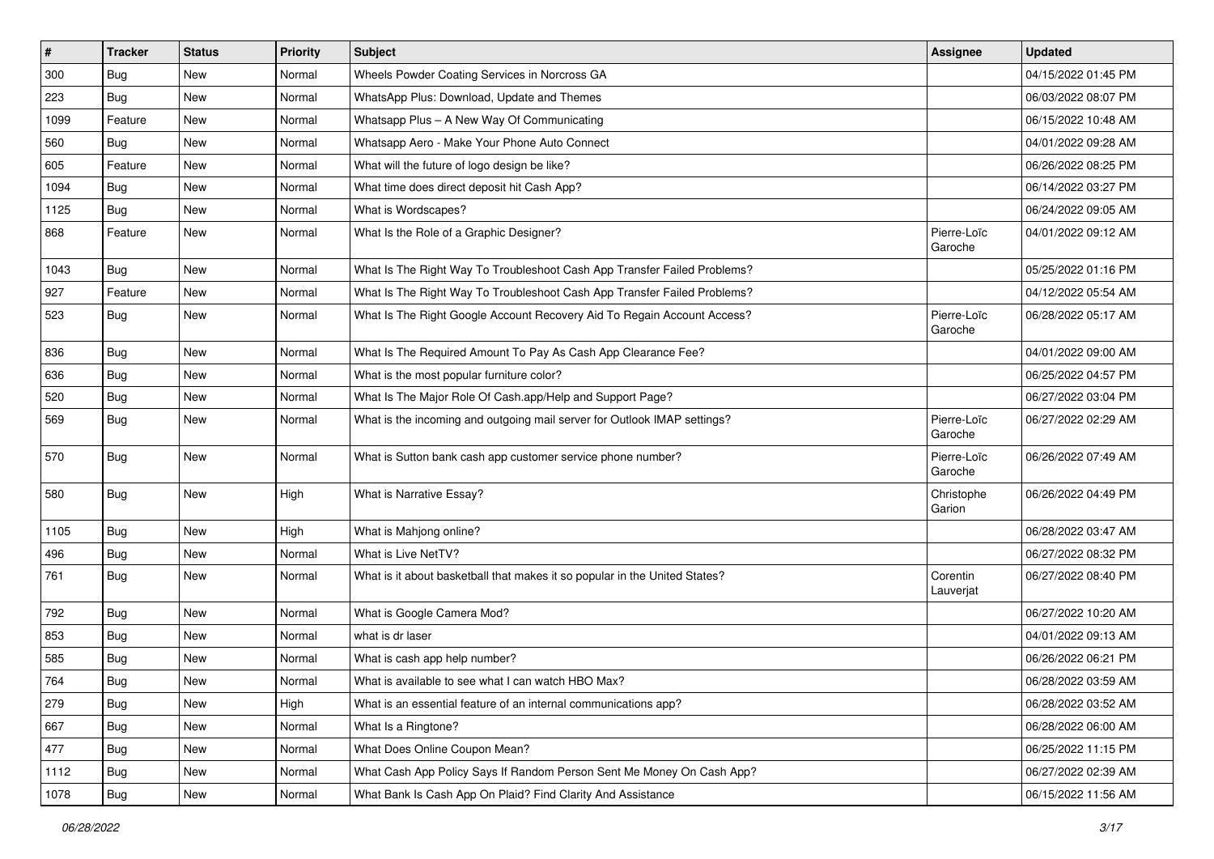| # | Tracker | Status | Priority | Subject | Assignee | Updated |
|---|---|---|---|---|---|---|
| 300 | Bug | New | Normal | Wheels Powder Coating Services in Norcross GA | | 04/15/2022 01:45 PM |
| 223 | Bug | New | Normal | WhatsApp Plus: Download, Update and Themes | | 06/03/2022 08:07 PM |
| 1099 | Feature | New | Normal | Whatsapp Plus – A New Way Of Communicating | | 06/15/2022 10:48 AM |
| 560 | Bug | New | Normal | Whatsapp Aero - Make Your Phone Auto Connect | | 04/01/2022 09:28 AM |
| 605 | Feature | New | Normal | What will the future of logo design be like? | | 06/26/2022 08:25 PM |
| 1094 | Bug | New | Normal | What time does direct deposit hit Cash App? | | 06/14/2022 03:27 PM |
| 1125 | Bug | New | Normal | What is Wordscapes? | | 06/24/2022 09:05 AM |
| 868 | Feature | New | Normal | What Is the Role of a Graphic Designer? | Pierre-Loïc Garoche | 04/01/2022 09:12 AM |
| 1043 | Bug | New | Normal | What Is The Right Way To Troubleshoot Cash App Transfer Failed Problems? | | 05/25/2022 01:16 PM |
| 927 | Feature | New | Normal | What Is The Right Way To Troubleshoot Cash App Transfer Failed Problems? | | 04/12/2022 05:54 AM |
| 523 | Bug | New | Normal | What Is The Right Google Account Recovery Aid To Regain Account Access? | Pierre-Loïc Garoche | 06/28/2022 05:17 AM |
| 836 | Bug | New | Normal | What Is The Required Amount To Pay As Cash App Clearance Fee? | | 04/01/2022 09:00 AM |
| 636 | Bug | New | Normal | What is the most popular furniture color? | | 06/25/2022 04:57 PM |
| 520 | Bug | New | Normal | What Is The Major Role Of Cash.app/Help and Support Page? | | 06/27/2022 03:04 PM |
| 569 | Bug | New | Normal | What is the incoming and outgoing mail server for Outlook IMAP settings? | Pierre-Loïc Garoche | 06/27/2022 02:29 AM |
| 570 | Bug | New | Normal | What is Sutton bank cash app customer service phone number? | Pierre-Loïc Garoche | 06/26/2022 07:49 AM |
| 580 | Bug | New | High | What is Narrative Essay? | Christophe Garion | 06/26/2022 04:49 PM |
| 1105 | Bug | New | High | What is Mahjong online? | | 06/28/2022 03:47 AM |
| 496 | Bug | New | Normal | What is Live NetTV? | | 06/27/2022 08:32 PM |
| 761 | Bug | New | Normal | What is it about basketball that makes it so popular in the United States? | Corentin Lauverjat | 06/27/2022 08:40 PM |
| 792 | Bug | New | Normal | What is Google Camera Mod? | | 06/27/2022 10:20 AM |
| 853 | Bug | New | Normal | what is dr laser | | 04/01/2022 09:13 AM |
| 585 | Bug | New | Normal | What is cash app help number? | | 06/26/2022 06:21 PM |
| 764 | Bug | New | Normal | What is available to see what I can watch HBO Max? | | 06/28/2022 03:59 AM |
| 279 | Bug | New | High | What is an essential feature of an internal communications app? | | 06/28/2022 03:52 AM |
| 667 | Bug | New | Normal | What Is a Ringtone? | | 06/28/2022 06:00 AM |
| 477 | Bug | New | Normal | What Does Online Coupon Mean? | | 06/25/2022 11:15 PM |
| 1112 | Bug | New | Normal | What Cash App Policy Says If Random Person Sent Me Money On Cash App? | | 06/27/2022 02:39 AM |
| 1078 | Bug | New | Normal | What Bank Is Cash App On Plaid? Find Clarity And Assistance | | 06/15/2022 11:56 AM |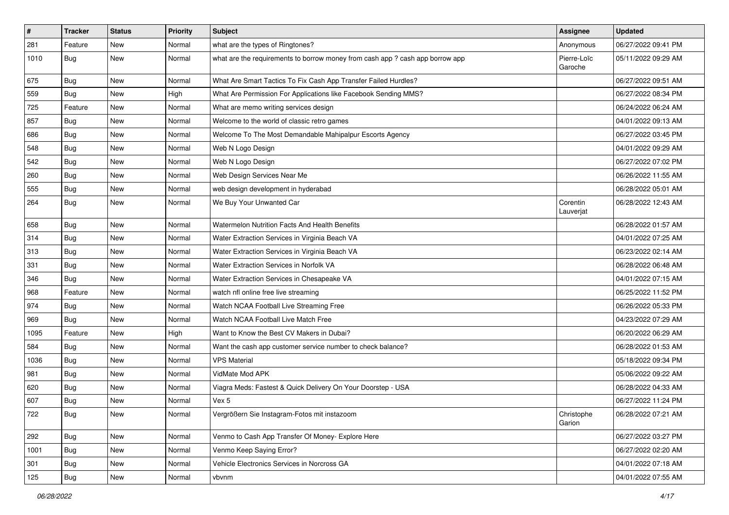| # | Tracker | Status | Priority | Subject | Assignee | Updated |
|---|---|---|---|---|---|---|
| 281 | Feature | New | Normal | what are the types of Ringtones? | Anonymous | 06/27/2022 09:41 PM |
| 1010 | Bug | New | Normal | what are the requirements to borrow money from cash app ? cash app borrow app | Pierre-Loïc Garoche | 05/11/2022 09:29 AM |
| 675 | Bug | New | Normal | What Are Smart Tactics To Fix Cash App Transfer Failed Hurdles? | | 06/27/2022 09:51 AM |
| 559 | Bug | New | High | What Are Permission For Applications like Facebook Sending MMS? | | 06/27/2022 08:34 PM |
| 725 | Feature | New | Normal | What are memo writing services design | | 06/24/2022 06:24 AM |
| 857 | Bug | New | Normal | Welcome to the world of classic retro games | | 04/01/2022 09:13 AM |
| 686 | Bug | New | Normal | Welcome To The Most Demandable Mahipalpur Escorts Agency | | 06/27/2022 03:45 PM |
| 548 | Bug | New | Normal | Web N Logo Design | | 04/01/2022 09:29 AM |
| 542 | Bug | New | Normal | Web N Logo Design | | 06/27/2022 07:02 PM |
| 260 | Bug | New | Normal | Web Design Services Near Me | | 06/26/2022 11:55 AM |
| 555 | Bug | New | Normal | web design development in hyderabad | | 06/28/2022 05:01 AM |
| 264 | Bug | New | Normal | We Buy Your Unwanted Car | Corentin Lauverjat | 06/28/2022 12:43 AM |
| 658 | Bug | New | Normal | Watermelon Nutrition Facts And Health Benefits | | 06/28/2022 01:57 AM |
| 314 | Bug | New | Normal | Water Extraction Services in Virginia Beach VA | | 04/01/2022 07:25 AM |
| 313 | Bug | New | Normal | Water Extraction Services in Virginia Beach VA | | 06/23/2022 02:14 AM |
| 331 | Bug | New | Normal | Water Extraction Services in Norfolk VA | | 06/28/2022 06:48 AM |
| 346 | Bug | New | Normal | Water Extraction Services in Chesapeake VA | | 04/01/2022 07:15 AM |
| 968 | Feature | New | Normal | watch nfl online free live streaming | | 06/25/2022 11:52 PM |
| 974 | Bug | New | Normal | Watch NCAA Football Live Streaming Free | | 06/26/2022 05:33 PM |
| 969 | Bug | New | Normal | Watch NCAA Football Live Match Free | | 04/23/2022 07:29 AM |
| 1095 | Feature | New | High | Want to Know the Best CV Makers in Dubai? | | 06/20/2022 06:29 AM |
| 584 | Bug | New | Normal | Want the cash app customer service number to check balance? | | 06/28/2022 01:53 AM |
| 1036 | Bug | New | Normal | VPS Material | | 05/18/2022 09:34 PM |
| 981 | Bug | New | Normal | VidMate Mod APK | | 05/06/2022 09:22 AM |
| 620 | Bug | New | Normal | Viagra Meds: Fastest & Quick Delivery On Your Doorstep - USA | | 06/28/2022 04:33 AM |
| 607 | Bug | New | Normal | Vex 5 | | 06/27/2022 11:24 PM |
| 722 | Bug | New | Normal | Vergrößern Sie Instagram-Fotos mit instazoom | Christophe Garion | 06/28/2022 07:21 AM |
| 292 | Bug | New | Normal | Venmo to Cash App Transfer Of Money- Explore Here | | 06/27/2022 03:27 PM |
| 1001 | Bug | New | Normal | Venmo Keep Saying Error? | | 06/27/2022 02:20 AM |
| 301 | Bug | New | Normal | Vehicle Electronics Services in Norcross GA | | 04/01/2022 07:18 AM |
| 125 | Bug | New | Normal | vbvnm | | 04/01/2022 07:55 AM |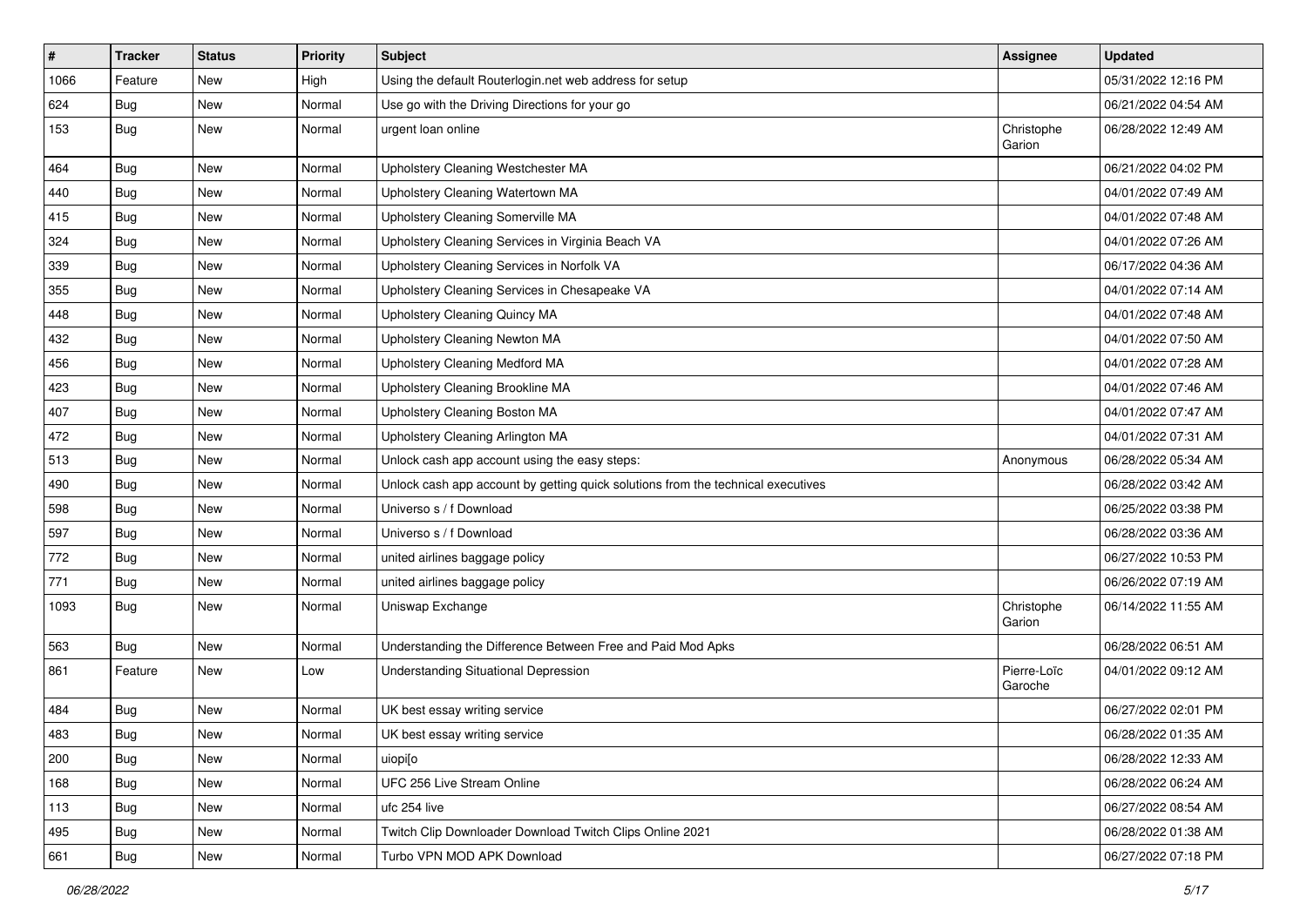| # | Tracker | Status | Priority | Subject | Assignee | Updated |
| --- | --- | --- | --- | --- | --- | --- |
| 1066 | Feature | New | High | Using the default Routerlogin.net web address for setup | | 05/31/2022 12:16 PM |
| 624 | Bug | New | Normal | Use go with the Driving Directions for your go | | 06/21/2022 04:54 AM |
| 153 | Bug | New | Normal | urgent loan online | Christophe Garion | 06/28/2022 12:49 AM |
| 464 | Bug | New | Normal | Upholstery Cleaning Westchester MA | | 06/21/2022 04:02 PM |
| 440 | Bug | New | Normal | Upholstery Cleaning Watertown MA | | 04/01/2022 07:49 AM |
| 415 | Bug | New | Normal | Upholstery Cleaning Somerville MA | | 04/01/2022 07:48 AM |
| 324 | Bug | New | Normal | Upholstery Cleaning Services in Virginia Beach VA | | 04/01/2022 07:26 AM |
| 339 | Bug | New | Normal | Upholstery Cleaning Services in Norfolk VA | | 06/17/2022 04:36 AM |
| 355 | Bug | New | Normal | Upholstery Cleaning Services in Chesapeake VA | | 04/01/2022 07:14 AM |
| 448 | Bug | New | Normal | Upholstery Cleaning Quincy MA | | 04/01/2022 07:48 AM |
| 432 | Bug | New | Normal | Upholstery Cleaning Newton MA | | 04/01/2022 07:50 AM |
| 456 | Bug | New | Normal | Upholstery Cleaning Medford MA | | 04/01/2022 07:28 AM |
| 423 | Bug | New | Normal | Upholstery Cleaning Brookline MA | | 04/01/2022 07:46 AM |
| 407 | Bug | New | Normal | Upholstery Cleaning Boston MA | | 04/01/2022 07:47 AM |
| 472 | Bug | New | Normal | Upholstery Cleaning Arlington MA | | 04/01/2022 07:31 AM |
| 513 | Bug | New | Normal | Unlock cash app account using the easy steps: | Anonymous | 06/28/2022 05:34 AM |
| 490 | Bug | New | Normal | Unlock cash app account by getting quick solutions from the technical executives | | 06/28/2022 03:42 AM |
| 598 | Bug | New | Normal | Universo s / f Download | | 06/25/2022 03:38 PM |
| 597 | Bug | New | Normal | Universo s / f Download | | 06/28/2022 03:36 AM |
| 772 | Bug | New | Normal | united airlines baggage policy | | 06/27/2022 10:53 PM |
| 771 | Bug | New | Normal | united airlines baggage policy | | 06/26/2022 07:19 AM |
| 1093 | Bug | New | Normal | Uniswap Exchange | Christophe Garion | 06/14/2022 11:55 AM |
| 563 | Bug | New | Normal | Understanding the Difference Between Free and Paid Mod Apks | | 06/28/2022 06:51 AM |
| 861 | Feature | New | Low | Understanding Situational Depression | Pierre-Loïc Garoche | 04/01/2022 09:12 AM |
| 484 | Bug | New | Normal | UK best essay writing service | | 06/27/2022 02:01 PM |
| 483 | Bug | New | Normal | UK best essay writing service | | 06/28/2022 01:35 AM |
| 200 | Bug | New | Normal | uiopi[o | | 06/28/2022 12:33 AM |
| 168 | Bug | New | Normal | UFC 256 Live Stream Online | | 06/28/2022 06:24 AM |
| 113 | Bug | New | Normal | ufc 254 live | | 06/27/2022 08:54 AM |
| 495 | Bug | New | Normal | Twitch Clip Downloader Download Twitch Clips Online 2021 | | 06/28/2022 01:38 AM |
| 661 | Bug | New | Normal | Turbo VPN MOD APK Download | | 06/27/2022 07:18 PM |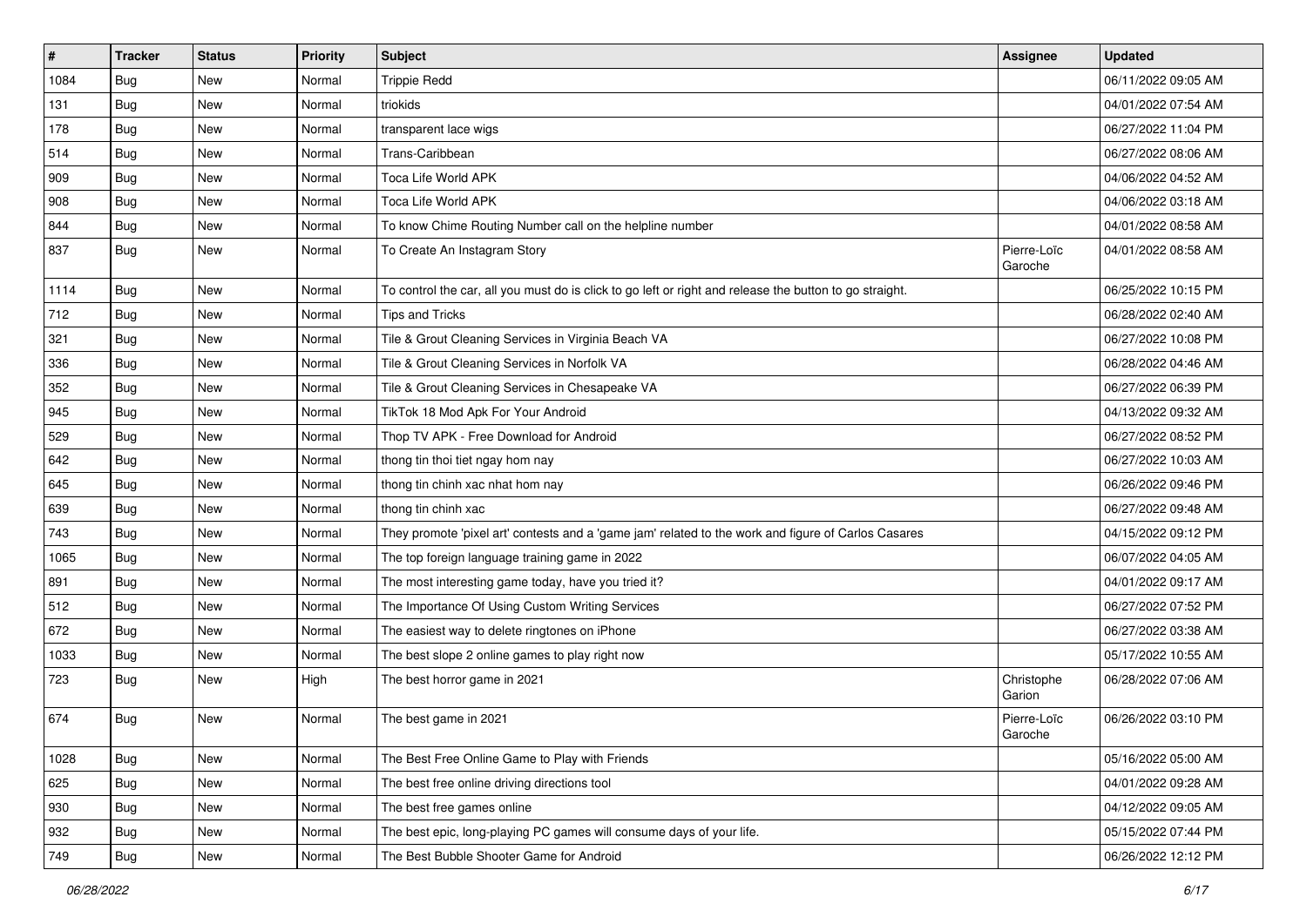| # | Tracker | Status | Priority | Subject | Assignee | Updated |
|---|---|---|---|---|---|---|
| 1084 | Bug | New | Normal | Trippie Redd | | 06/11/2022 09:05 AM |
| 131 | Bug | New | Normal | triokids | | 04/01/2022 07:54 AM |
| 178 | Bug | New | Normal | transparent lace wigs | | 06/27/2022 11:04 PM |
| 514 | Bug | New | Normal | Trans-Caribbean | | 06/27/2022 08:06 AM |
| 909 | Bug | New | Normal | Toca Life World APK | | 04/06/2022 04:52 AM |
| 908 | Bug | New | Normal | Toca Life World APK | | 04/06/2022 03:18 AM |
| 844 | Bug | New | Normal | To know Chime Routing Number call on the helpline number | | 04/01/2022 08:58 AM |
| 837 | Bug | New | Normal | To Create An Instagram Story | Pierre-Loïc Garoche | 04/01/2022 08:58 AM |
| 1114 | Bug | New | Normal | To control the car, all you must do is click to go left or right and release the button to go straight. | | 06/25/2022 10:15 PM |
| 712 | Bug | New | Normal | Tips and Tricks | | 06/28/2022 02:40 AM |
| 321 | Bug | New | Normal | Tile & Grout Cleaning Services in Virginia Beach VA | | 06/27/2022 10:08 PM |
| 336 | Bug | New | Normal | Tile & Grout Cleaning Services in Norfolk VA | | 06/28/2022 04:46 AM |
| 352 | Bug | New | Normal | Tile & Grout Cleaning Services in Chesapeake VA | | 06/27/2022 06:39 PM |
| 945 | Bug | New | Normal | TikTok 18 Mod Apk For Your Android | | 04/13/2022 09:32 AM |
| 529 | Bug | New | Normal | Thop TV APK - Free Download for Android | | 06/27/2022 08:52 PM |
| 642 | Bug | New | Normal | thong tin thoi tiet ngay hom nay | | 06/27/2022 10:03 AM |
| 645 | Bug | New | Normal | thong tin chinh xac nhat hom nay | | 06/26/2022 09:46 PM |
| 639 | Bug | New | Normal | thong tin chinh xac | | 06/27/2022 09:48 AM |
| 743 | Bug | New | Normal | They promote 'pixel art' contests and a 'game jam' related to the work and figure of Carlos Casares | | 04/15/2022 09:12 PM |
| 1065 | Bug | New | Normal | The top foreign language training game in 2022 | | 06/07/2022 04:05 AM |
| 891 | Bug | New | Normal | The most interesting game today, have you tried it? | | 04/01/2022 09:17 AM |
| 512 | Bug | New | Normal | The Importance Of Using Custom Writing Services | | 06/27/2022 07:52 PM |
| 672 | Bug | New | Normal | The easiest way to delete ringtones on iPhone | | 06/27/2022 03:38 AM |
| 1033 | Bug | New | Normal | The best slope 2 online games to play right now | | 05/17/2022 10:55 AM |
| 723 | Bug | New | High | The best horror game in 2021 | Christophe Garion | 06/28/2022 07:06 AM |
| 674 | Bug | New | Normal | The best game in 2021 | Pierre-Loïc Garoche | 06/26/2022 03:10 PM |
| 1028 | Bug | New | Normal | The Best Free Online Game to Play with Friends | | 05/16/2022 05:00 AM |
| 625 | Bug | New | Normal | The best free online driving directions tool | | 04/01/2022 09:28 AM |
| 930 | Bug | New | Normal | The best free games online | | 04/12/2022 09:05 AM |
| 932 | Bug | New | Normal | The best epic, long-playing PC games will consume days of your life. | | 05/15/2022 07:44 PM |
| 749 | Bug | New | Normal | The Best Bubble Shooter Game for Android | | 06/26/2022 12:12 PM |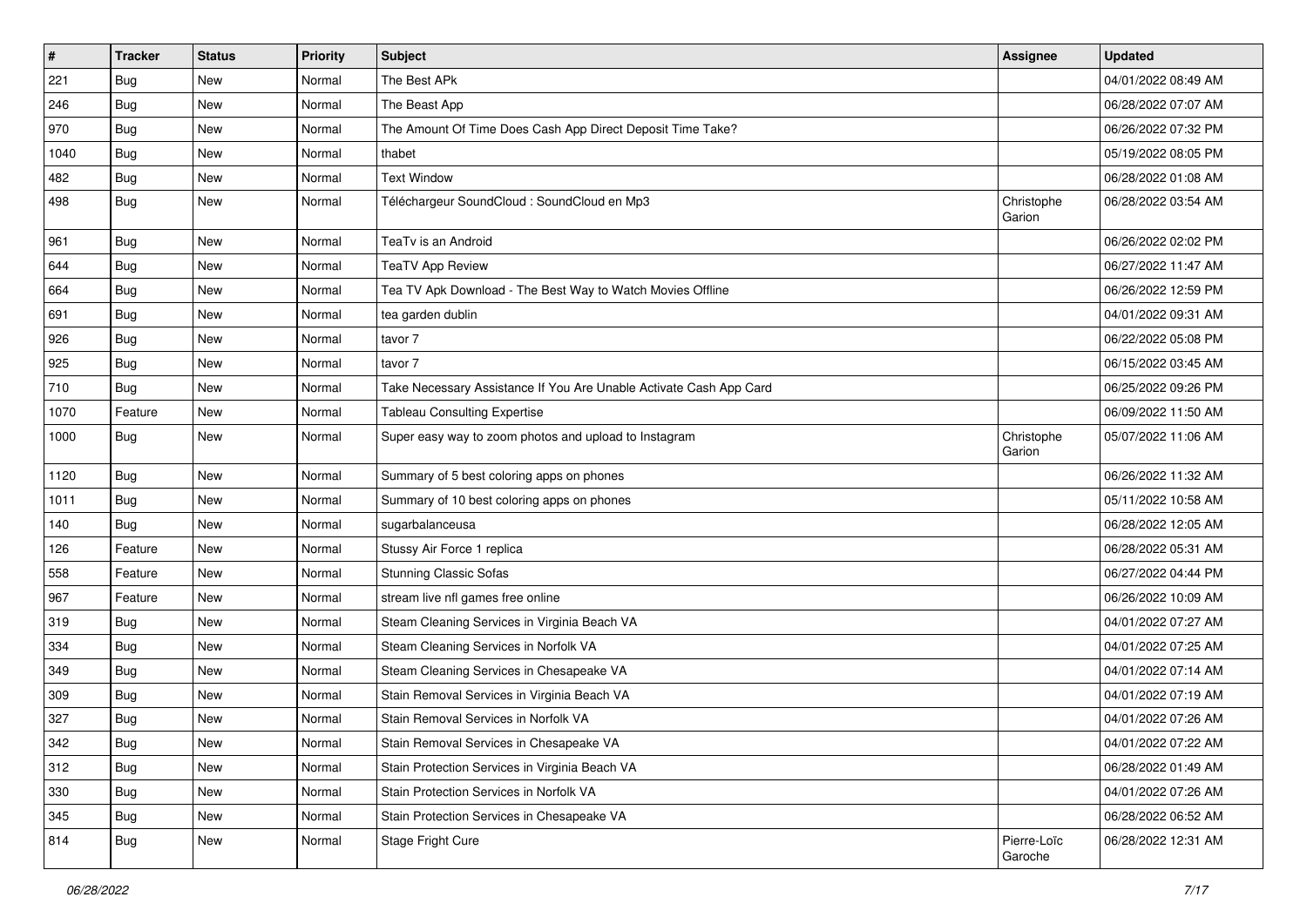| # | Tracker | Status | Priority | Subject | Assignee | Updated |
|---|---|---|---|---|---|---|
| 221 | Bug | New | Normal | The Best APk | | 04/01/2022 08:49 AM |
| 246 | Bug | New | Normal | The Beast App | | 06/28/2022 07:07 AM |
| 970 | Bug | New | Normal | The Amount Of Time Does Cash App Direct Deposit Time Take? | | 06/26/2022 07:32 PM |
| 1040 | Bug | New | Normal | thabet | | 05/19/2022 08:05 PM |
| 482 | Bug | New | Normal | Text Window | | 06/28/2022 01:08 AM |
| 498 | Bug | New | Normal | Téléchargeur SoundCloud : SoundCloud en Mp3 | Christophe Garion | 06/28/2022 03:54 AM |
| 961 | Bug | New | Normal | TeaTv is an Android | | 06/26/2022 02:02 PM |
| 644 | Bug | New | Normal | TeaTV App Review | | 06/27/2022 11:47 AM |
| 664 | Bug | New | Normal | Tea TV Apk Download - The Best Way to Watch Movies Offline | | 06/26/2022 12:59 PM |
| 691 | Bug | New | Normal | tea garden dublin | | 04/01/2022 09:31 AM |
| 926 | Bug | New | Normal | tavor 7 | | 06/22/2022 05:08 PM |
| 925 | Bug | New | Normal | tavor 7 | | 06/15/2022 03:45 AM |
| 710 | Bug | New | Normal | Take Necessary Assistance If You Are Unable Activate Cash App Card | | 06/25/2022 09:26 PM |
| 1070 | Feature | New | Normal | Tableau Consulting Expertise | | 06/09/2022 11:50 AM |
| 1000 | Bug | New | Normal | Super easy way to zoom photos and upload to Instagram | Christophe Garion | 05/07/2022 11:06 AM |
| 1120 | Bug | New | Normal | Summary of 5 best coloring apps on phones | | 06/26/2022 11:32 AM |
| 1011 | Bug | New | Normal | Summary of 10 best coloring apps on phones | | 05/11/2022 10:58 AM |
| 140 | Bug | New | Normal | sugarbalanceusa | | 06/28/2022 12:05 AM |
| 126 | Feature | New | Normal | Stussy Air Force 1 replica | | 06/28/2022 05:31 AM |
| 558 | Feature | New | Normal | Stunning Classic Sofas | | 06/27/2022 04:44 PM |
| 967 | Feature | New | Normal | stream live nfl games free online | | 06/26/2022 10:09 AM |
| 319 | Bug | New | Normal | Steam Cleaning Services in Virginia Beach VA | | 04/01/2022 07:27 AM |
| 334 | Bug | New | Normal | Steam Cleaning Services in Norfolk VA | | 04/01/2022 07:25 AM |
| 349 | Bug | New | Normal | Steam Cleaning Services in Chesapeake VA | | 04/01/2022 07:14 AM |
| 309 | Bug | New | Normal | Stain Removal Services in Virginia Beach VA | | 04/01/2022 07:19 AM |
| 327 | Bug | New | Normal | Stain Removal Services in Norfolk VA | | 04/01/2022 07:26 AM |
| 342 | Bug | New | Normal | Stain Removal Services in Chesapeake VA | | 04/01/2022 07:22 AM |
| 312 | Bug | New | Normal | Stain Protection Services in Virginia Beach VA | | 06/28/2022 01:49 AM |
| 330 | Bug | New | Normal | Stain Protection Services in Norfolk VA | | 04/01/2022 07:26 AM |
| 345 | Bug | New | Normal | Stain Protection Services in Chesapeake VA | | 06/28/2022 06:52 AM |
| 814 | Bug | New | Normal | Stage Fright Cure | Pierre-Loïc Garoche | 06/28/2022 12:31 AM |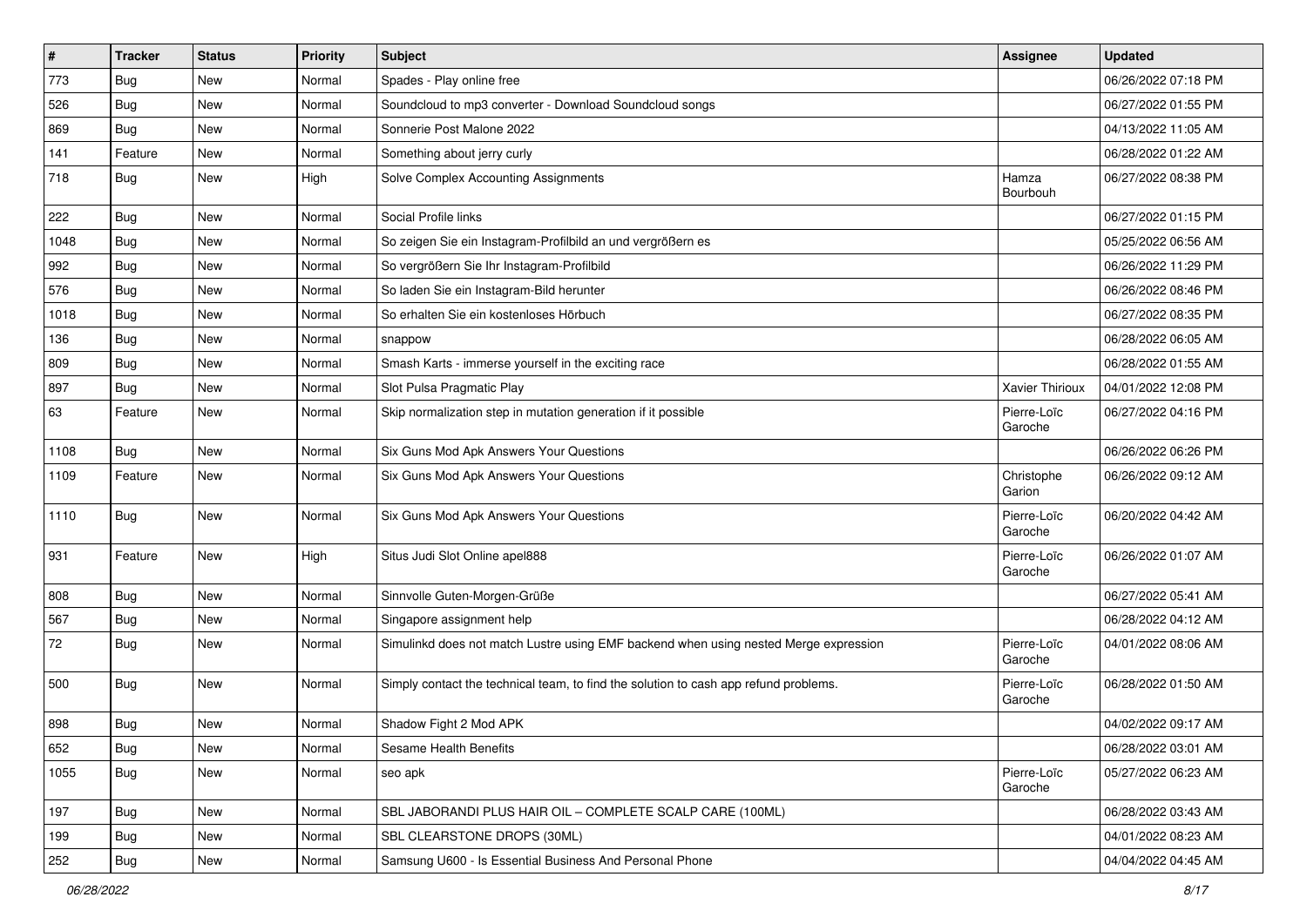| # | Tracker | Status | Priority | Subject | Assignee | Updated |
|---|---|---|---|---|---|---|
| 773 | Bug | New | Normal | Spades - Play online free | | 06/26/2022 07:18 PM |
| 526 | Bug | New | Normal | Soundcloud to mp3 converter - Download Soundcloud songs | | 06/27/2022 01:55 PM |
| 869 | Bug | New | Normal | Sonnerie Post Malone 2022 | | 04/13/2022 11:05 AM |
| 141 | Feature | New | Normal | Something about jerry curly | | 06/28/2022 01:22 AM |
| 718 | Bug | New | High | Solve Complex Accounting Assignments | Hamza Bourbouh | 06/27/2022 08:38 PM |
| 222 | Bug | New | Normal | Social Profile links | | 06/27/2022 01:15 PM |
| 1048 | Bug | New | Normal | So zeigen Sie ein Instagram-Profilbild an und vergrößern es | | 05/25/2022 06:56 AM |
| 992 | Bug | New | Normal | So vergrößern Sie Ihr Instagram-Profilbild | | 06/26/2022 11:29 PM |
| 576 | Bug | New | Normal | So laden Sie ein Instagram-Bild herunter | | 06/26/2022 08:46 PM |
| 1018 | Bug | New | Normal | So erhalten Sie ein kostenloses Hörbuch | | 06/27/2022 08:35 PM |
| 136 | Bug | New | Normal | snappow | | 06/28/2022 06:05 AM |
| 809 | Bug | New | Normal | Smash Karts - immerse yourself in the exciting race | | 06/28/2022 01:55 AM |
| 897 | Bug | New | Normal | Slot Pulsa Pragmatic Play | Xavier Thirioux | 04/01/2022 12:08 PM |
| 63 | Feature | New | Normal | Skip normalization step in mutation generation if it possible | Pierre-Loïc Garoche | 06/27/2022 04:16 PM |
| 1108 | Bug | New | Normal | Six Guns Mod Apk Answers Your Questions | | 06/26/2022 06:26 PM |
| 1109 | Feature | New | Normal | Six Guns Mod Apk Answers Your Questions | Christophe Garion | 06/26/2022 09:12 AM |
| 1110 | Bug | New | Normal | Six Guns Mod Apk Answers Your Questions | Pierre-Loïc Garoche | 06/20/2022 04:42 AM |
| 931 | Feature | New | High | Situs Judi Slot Online apel888 | Pierre-Loïc Garoche | 06/26/2022 01:07 AM |
| 808 | Bug | New | Normal | Sinnvolle Guten-Morgen-Grüße | | 06/27/2022 05:41 AM |
| 567 | Bug | New | Normal | Singapore assignment help | | 06/28/2022 04:12 AM |
| 72 | Bug | New | Normal | Simulinkd does not match Lustre using EMF backend when using nested Merge expression | Pierre-Loïc Garoche | 04/01/2022 08:06 AM |
| 500 | Bug | New | Normal | Simply contact the technical team, to find the solution to cash app refund problems. | Pierre-Loïc Garoche | 06/28/2022 01:50 AM |
| 898 | Bug | New | Normal | Shadow Fight 2 Mod APK | | 04/02/2022 09:17 AM |
| 652 | Bug | New | Normal | Sesame Health Benefits | | 06/28/2022 03:01 AM |
| 1055 | Bug | New | Normal | seo apk | Pierre-Loïc Garoche | 05/27/2022 06:23 AM |
| 197 | Bug | New | Normal | SBL JABORANDI PLUS HAIR OIL – COMPLETE SCALP CARE (100ML) | | 06/28/2022 03:43 AM |
| 199 | Bug | New | Normal | SBL CLEARSTONE DROPS (30ML) | | 04/01/2022 08:23 AM |
| 252 | Bug | New | Normal | Samsung U600 - Is Essential Business And Personal Phone | | 04/04/2022 04:45 AM |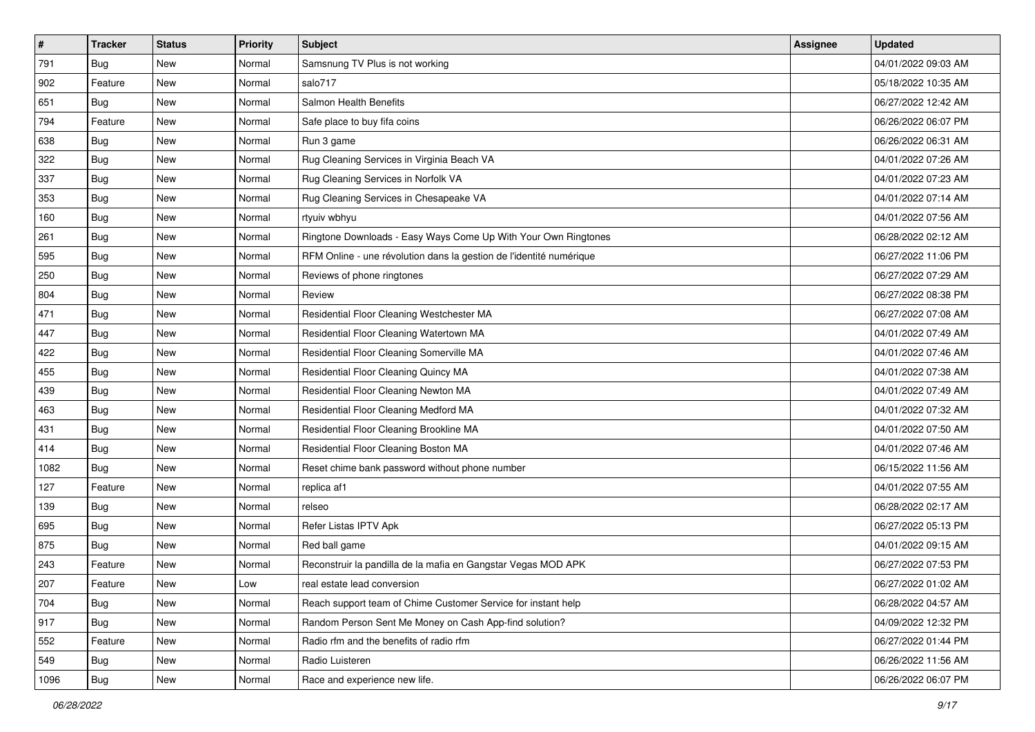| # | Tracker | Status | Priority | Subject | Assignee | Updated |
|---|---|---|---|---|---|---|
| 791 | Bug | New | Normal | Samsnung TV Plus is not working | | 04/01/2022 09:03 AM |
| 902 | Feature | New | Normal | salo717 | | 05/18/2022 10:35 AM |
| 651 | Bug | New | Normal | Salmon Health Benefits | | 06/27/2022 12:42 AM |
| 794 | Feature | New | Normal | Safe place to buy fifa coins | | 06/26/2022 06:07 PM |
| 638 | Bug | New | Normal | Run 3 game | | 06/26/2022 06:31 AM |
| 322 | Bug | New | Normal | Rug Cleaning Services in Virginia Beach VA | | 04/01/2022 07:26 AM |
| 337 | Bug | New | Normal | Rug Cleaning Services in Norfolk VA | | 04/01/2022 07:23 AM |
| 353 | Bug | New | Normal | Rug Cleaning Services in Chesapeake VA | | 04/01/2022 07:14 AM |
| 160 | Bug | New | Normal | rtyuiv wbhyu | | 04/01/2022 07:56 AM |
| 261 | Bug | New | Normal | Ringtone Downloads - Easy Ways Come Up With Your Own Ringtones | | 06/28/2022 02:12 AM |
| 595 | Bug | New | Normal | RFM Online - une révolution dans la gestion de l'identité numérique | | 06/27/2022 11:06 PM |
| 250 | Bug | New | Normal | Reviews of phone ringtones | | 06/27/2022 07:29 AM |
| 804 | Bug | New | Normal | Review | | 06/27/2022 08:38 PM |
| 471 | Bug | New | Normal | Residential Floor Cleaning Westchester MA | | 06/27/2022 07:08 AM |
| 447 | Bug | New | Normal | Residential Floor Cleaning Watertown MA | | 04/01/2022 07:49 AM |
| 422 | Bug | New | Normal | Residential Floor Cleaning Somerville MA | | 04/01/2022 07:46 AM |
| 455 | Bug | New | Normal | Residential Floor Cleaning Quincy MA | | 04/01/2022 07:38 AM |
| 439 | Bug | New | Normal | Residential Floor Cleaning Newton MA | | 04/01/2022 07:49 AM |
| 463 | Bug | New | Normal | Residential Floor Cleaning Medford MA | | 04/01/2022 07:32 AM |
| 431 | Bug | New | Normal | Residential Floor Cleaning Brookline MA | | 04/01/2022 07:50 AM |
| 414 | Bug | New | Normal | Residential Floor Cleaning Boston MA | | 04/01/2022 07:46 AM |
| 1082 | Bug | New | Normal | Reset chime bank password without phone number | | 06/15/2022 11:56 AM |
| 127 | Feature | New | Normal | replica af1 | | 04/01/2022 07:55 AM |
| 139 | Bug | New | Normal | relseo | | 06/28/2022 02:17 AM |
| 695 | Bug | New | Normal | Refer Listas IPTV Apk | | 06/27/2022 05:13 PM |
| 875 | Bug | New | Normal | Red ball game | | 04/01/2022 09:15 AM |
| 243 | Feature | New | Normal | Reconstruir la pandilla de la mafia en Gangstar Vegas MOD APK | | 06/27/2022 07:53 PM |
| 207 | Feature | New | Low | real estate lead conversion | | 06/27/2022 01:02 AM |
| 704 | Bug | New | Normal | Reach support team of Chime Customer Service for instant help | | 06/28/2022 04:57 AM |
| 917 | Bug | New | Normal | Random Person Sent Me Money on Cash App-find solution? | | 04/09/2022 12:32 PM |
| 552 | Feature | New | Normal | Radio rfm and the benefits of radio rfm | | 06/27/2022 01:44 PM |
| 549 | Bug | New | Normal | Radio Luisteren | | 06/26/2022 11:56 AM |
| 1096 | Bug | New | Normal | Race and experience new life. | | 06/26/2022 06:07 PM |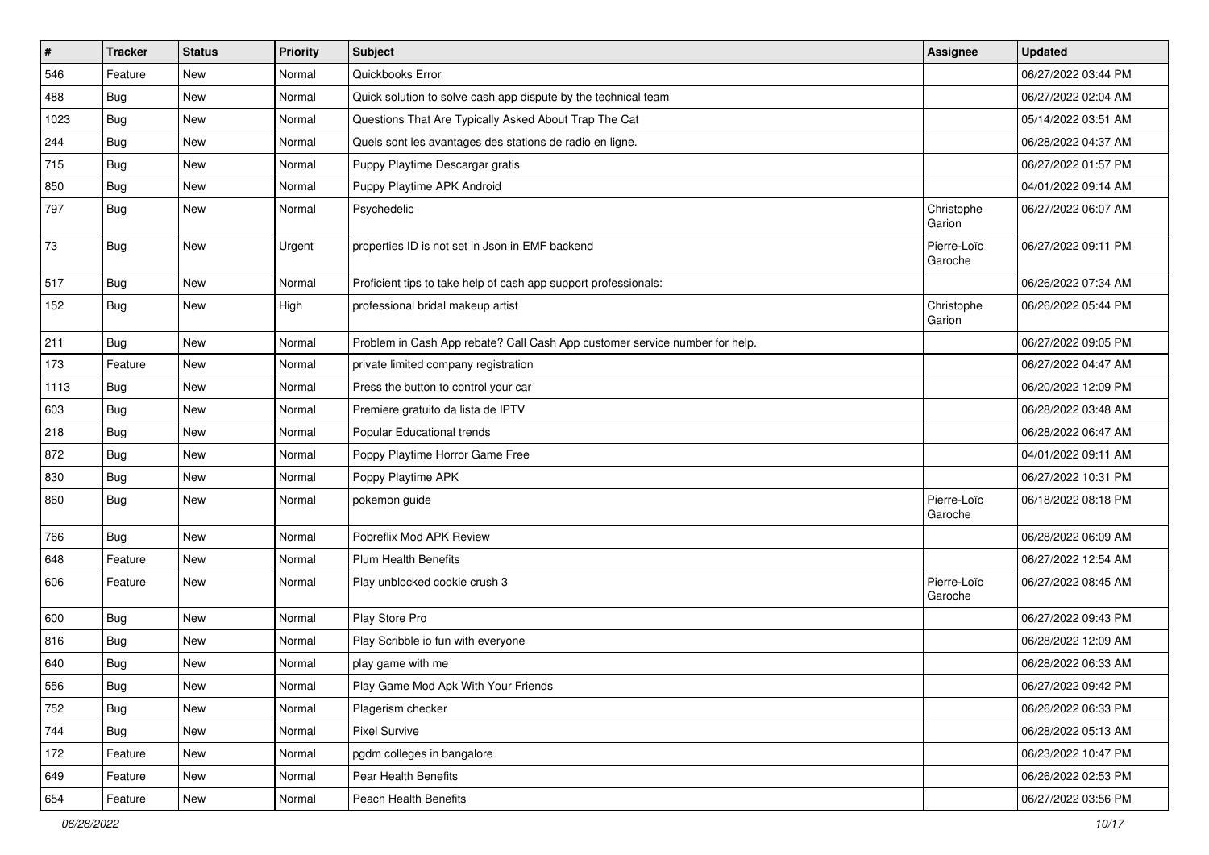| # | Tracker | Status | Priority | Subject | Assignee | Updated |
| --- | --- | --- | --- | --- | --- | --- |
| 546 | Feature | New | Normal | Quickbooks Error | | 06/27/2022 03:44 PM |
| 488 | Bug | New | Normal | Quick solution to solve cash app dispute by the technical team | | 06/27/2022 02:04 AM |
| 1023 | Bug | New | Normal | Questions That Are Typically Asked About Trap The Cat | | 05/14/2022 03:51 AM |
| 244 | Bug | New | Normal | Quels sont les avantages des stations de radio en ligne. | | 06/28/2022 04:37 AM |
| 715 | Bug | New | Normal | Puppy Playtime Descargar gratis | | 06/27/2022 01:57 PM |
| 850 | Bug | New | Normal | Puppy Playtime APK Android | | 04/01/2022 09:14 AM |
| 797 | Bug | New | Normal | Psychedelic | Christophe Garion | 06/27/2022 06:07 AM |
| 73 | Bug | New | Urgent | properties ID is not set in Json in EMF backend | Pierre-Loïc Garoche | 06/27/2022 09:11 PM |
| 517 | Bug | New | Normal | Proficient tips to take help of cash app support professionals: | | 06/26/2022 07:34 AM |
| 152 | Bug | New | High | professional bridal makeup artist | Christophe Garion | 06/26/2022 05:44 PM |
| 211 | Bug | New | Normal | Problem in Cash App rebate? Call Cash App customer service number for help. | | 06/27/2022 09:05 PM |
| 173 | Feature | New | Normal | private limited company registration | | 06/27/2022 04:47 AM |
| 1113 | Bug | New | Normal | Press the button to control your car | | 06/20/2022 12:09 PM |
| 603 | Bug | New | Normal | Premiere gratuito da lista de IPTV | | 06/28/2022 03:48 AM |
| 218 | Bug | New | Normal | Popular Educational trends | | 06/28/2022 06:47 AM |
| 872 | Bug | New | Normal | Poppy Playtime Horror Game Free | | 04/01/2022 09:11 AM |
| 830 | Bug | New | Normal | Poppy Playtime APK | | 06/27/2022 10:31 PM |
| 860 | Bug | New | Normal | pokemon guide | Pierre-Loïc Garoche | 06/18/2022 08:18 PM |
| 766 | Bug | New | Normal | Pobreflix Mod APK Review | | 06/28/2022 06:09 AM |
| 648 | Feature | New | Normal | Plum Health Benefits | | 06/27/2022 12:54 AM |
| 606 | Feature | New | Normal | Play unblocked cookie crush 3 | Pierre-Loïc Garoche | 06/27/2022 08:45 AM |
| 600 | Bug | New | Normal | Play Store Pro | | 06/27/2022 09:43 PM |
| 816 | Bug | New | Normal | Play Scribble io fun with everyone | | 06/28/2022 12:09 AM |
| 640 | Bug | New | Normal | play game with me | | 06/28/2022 06:33 AM |
| 556 | Bug | New | Normal | Play Game Mod Apk With Your Friends | | 06/27/2022 09:42 PM |
| 752 | Bug | New | Normal | Plagerism checker | | 06/26/2022 06:33 PM |
| 744 | Bug | New | Normal | Pixel Survive | | 06/28/2022 05:13 AM |
| 172 | Feature | New | Normal | pgdm colleges in bangalore | | 06/23/2022 10:47 PM |
| 649 | Feature | New | Normal | Pear Health Benefits | | 06/26/2022 02:53 PM |
| 654 | Feature | New | Normal | Peach Health Benefits | | 06/27/2022 03:56 PM |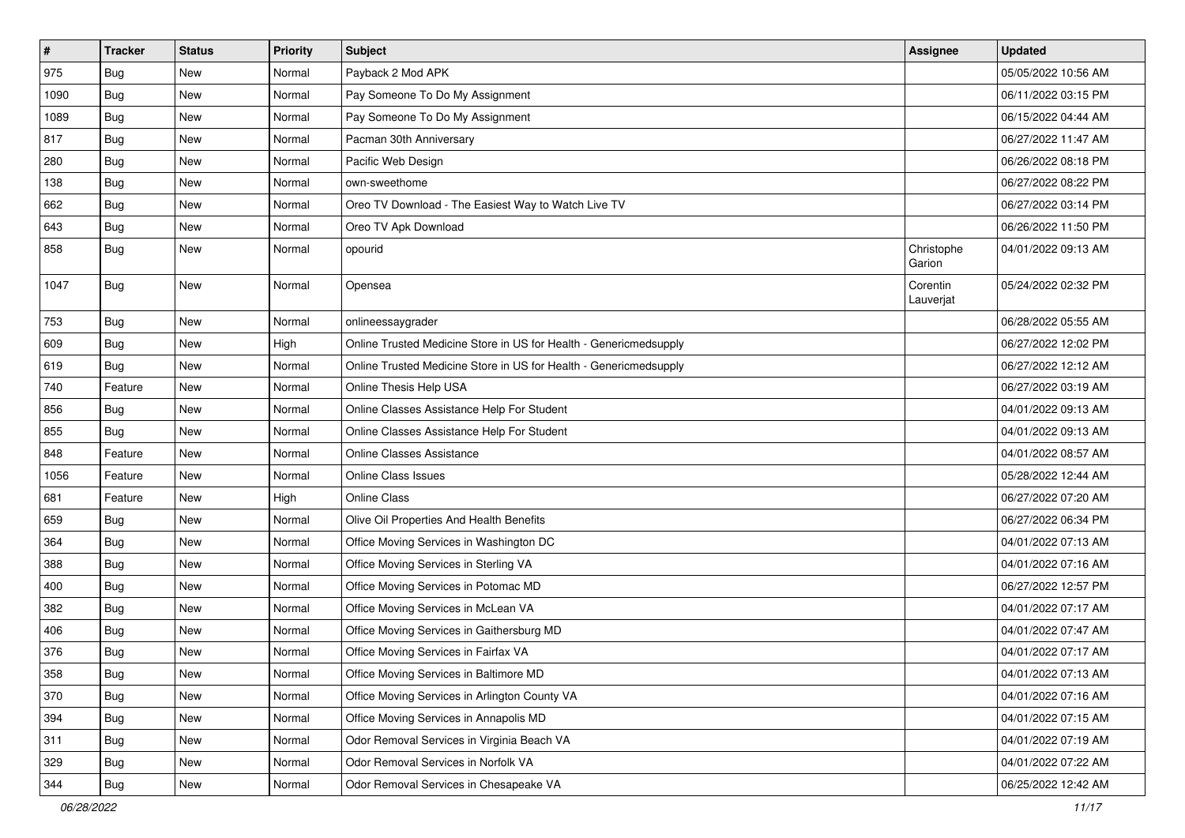| # | Tracker | Status | Priority | Subject | Assignee | Updated |
| --- | --- | --- | --- | --- | --- | --- |
| 975 | Bug | New | Normal | Payback 2 Mod APK | | 05/05/2022 10:56 AM |
| 1090 | Bug | New | Normal | Pay Someone To Do My Assignment | | 06/11/2022 03:15 PM |
| 1089 | Bug | New | Normal | Pay Someone To Do My Assignment | | 06/15/2022 04:44 AM |
| 817 | Bug | New | Normal | Pacman 30th Anniversary | | 06/27/2022 11:47 AM |
| 280 | Bug | New | Normal | Pacific Web Design | | 06/26/2022 08:18 PM |
| 138 | Bug | New | Normal | own-sweethome | | 06/27/2022 08:22 PM |
| 662 | Bug | New | Normal | Oreo TV Download - The Easiest Way to Watch Live TV | | 06/27/2022 03:14 PM |
| 643 | Bug | New | Normal | Oreo TV Apk Download | | 06/26/2022 11:50 PM |
| 858 | Bug | New | Normal | opourid | Christophe Garion | 04/01/2022 09:13 AM |
| 1047 | Bug | New | Normal | Opensea | Corentin Lauverjat | 05/24/2022 02:32 PM |
| 753 | Bug | New | Normal | onlineessaygrader | | 06/28/2022 05:55 AM |
| 609 | Bug | New | High | Online Trusted Medicine Store in US for Health - Genericmedsupply | | 06/27/2022 12:02 PM |
| 619 | Bug | New | Normal | Online Trusted Medicine Store in US for Health - Genericmedsupply | | 06/27/2022 12:12 AM |
| 740 | Feature | New | Normal | Online Thesis Help USA | | 06/27/2022 03:19 AM |
| 856 | Bug | New | Normal | Online Classes Assistance Help For Student | | 04/01/2022 09:13 AM |
| 855 | Bug | New | Normal | Online Classes Assistance Help For Student | | 04/01/2022 09:13 AM |
| 848 | Feature | New | Normal | Online Classes Assistance | | 04/01/2022 08:57 AM |
| 1056 | Feature | New | Normal | Online Class Issues | | 05/28/2022 12:44 AM |
| 681 | Feature | New | High | Online Class | | 06/27/2022 07:20 AM |
| 659 | Bug | New | Normal | Olive Oil Properties And Health Benefits | | 06/27/2022 06:34 PM |
| 364 | Bug | New | Normal | Office Moving Services in Washington DC | | 04/01/2022 07:13 AM |
| 388 | Bug | New | Normal | Office Moving Services in Sterling VA | | 04/01/2022 07:16 AM |
| 400 | Bug | New | Normal | Office Moving Services in Potomac MD | | 06/27/2022 12:57 PM |
| 382 | Bug | New | Normal | Office Moving Services in McLean VA | | 04/01/2022 07:17 AM |
| 406 | Bug | New | Normal | Office Moving Services in Gaithersburg MD | | 04/01/2022 07:47 AM |
| 376 | Bug | New | Normal | Office Moving Services in Fairfax VA | | 04/01/2022 07:17 AM |
| 358 | Bug | New | Normal | Office Moving Services in Baltimore MD | | 04/01/2022 07:13 AM |
| 370 | Bug | New | Normal | Office Moving Services in Arlington County VA | | 04/01/2022 07:16 AM |
| 394 | Bug | New | Normal | Office Moving Services in Annapolis MD | | 04/01/2022 07:15 AM |
| 311 | Bug | New | Normal | Odor Removal Services in Virginia Beach VA | | 04/01/2022 07:19 AM |
| 329 | Bug | New | Normal | Odor Removal Services in Norfolk VA | | 04/01/2022 07:22 AM |
| 344 | Bug | New | Normal | Odor Removal Services in Chesapeake VA | | 06/25/2022 12:42 AM |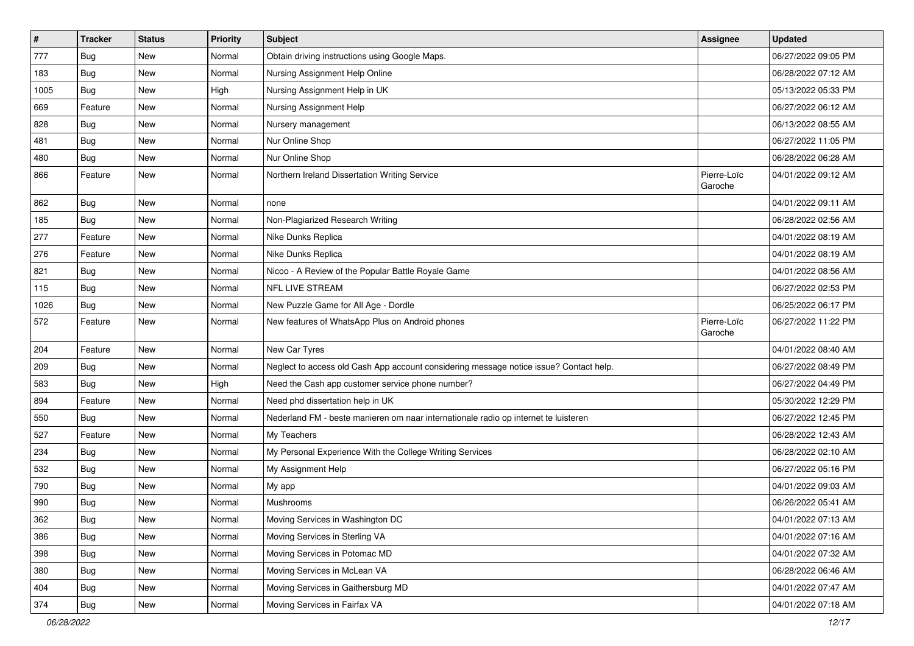| # | Tracker | Status | Priority | Subject | Assignee | Updated |
|---|---|---|---|---|---|---|
| 777 | Bug | New | Normal | Obtain driving instructions using Google Maps. | | 06/27/2022 09:05 PM |
| 183 | Bug | New | Normal | Nursing Assignment Help Online | | 06/28/2022 07:12 AM |
| 1005 | Bug | New | High | Nursing Assignment Help in UK | | 05/13/2022 05:33 PM |
| 669 | Feature | New | Normal | Nursing Assignment Help | | 06/27/2022 06:12 AM |
| 828 | Bug | New | Normal | Nursery management | | 06/13/2022 08:55 AM |
| 481 | Bug | New | Normal | Nur Online Shop | | 06/27/2022 11:05 PM |
| 480 | Bug | New | Normal | Nur Online Shop | | 06/28/2022 06:28 AM |
| 866 | Feature | New | Normal | Northern Ireland Dissertation Writing Service | Pierre-Loïc Garoche | 04/01/2022 09:12 AM |
| 862 | Bug | New | Normal | none | | 04/01/2022 09:11 AM |
| 185 | Bug | New | Normal | Non-Plagiarized Research Writing | | 06/28/2022 02:56 AM |
| 277 | Feature | New | Normal | Nike Dunks Replica | | 04/01/2022 08:19 AM |
| 276 | Feature | New | Normal | Nike Dunks Replica | | 04/01/2022 08:19 AM |
| 821 | Bug | New | Normal | Nicoo - A Review of the Popular Battle Royale Game | | 04/01/2022 08:56 AM |
| 115 | Bug | New | Normal | NFL LIVE STREAM | | 06/27/2022 02:53 PM |
| 1026 | Bug | New | Normal | New Puzzle Game for All Age - Dordle | | 06/25/2022 06:17 PM |
| 572 | Feature | New | Normal | New features of WhatsApp Plus on Android phones | Pierre-Loïc Garoche | 06/27/2022 11:22 PM |
| 204 | Feature | New | Normal | New Car Tyres | | 04/01/2022 08:40 AM |
| 209 | Bug | New | Normal | Neglect to access old Cash App account considering message notice issue? Contact help. | | 06/27/2022 08:49 PM |
| 583 | Bug | New | High | Need the Cash app customer service phone number? | | 06/27/2022 04:49 PM |
| 894 | Feature | New | Normal | Need phd dissertation help in UK | | 05/30/2022 12:29 PM |
| 550 | Bug | New | Normal | Nederland FM - beste manieren om naar internationale radio op internet te luisteren | | 06/27/2022 12:45 PM |
| 527 | Feature | New | Normal | My Teachers | | 06/28/2022 12:43 AM |
| 234 | Bug | New | Normal | My Personal Experience With the College Writing Services | | 06/28/2022 02:10 AM |
| 532 | Bug | New | Normal | My Assignment Help | | 06/27/2022 05:16 PM |
| 790 | Bug | New | Normal | My app | | 04/01/2022 09:03 AM |
| 990 | Bug | New | Normal | Mushrooms | | 06/26/2022 05:41 AM |
| 362 | Bug | New | Normal | Moving Services in Washington DC | | 04/01/2022 07:13 AM |
| 386 | Bug | New | Normal | Moving Services in Sterling VA | | 04/01/2022 07:16 AM |
| 398 | Bug | New | Normal | Moving Services in Potomac MD | | 04/01/2022 07:32 AM |
| 380 | Bug | New | Normal | Moving Services in McLean VA | | 06/28/2022 06:46 AM |
| 404 | Bug | New | Normal | Moving Services in Gaithersburg MD | | 04/01/2022 07:47 AM |
| 374 | Bug | New | Normal | Moving Services in Fairfax VA | | 04/01/2022 07:18 AM |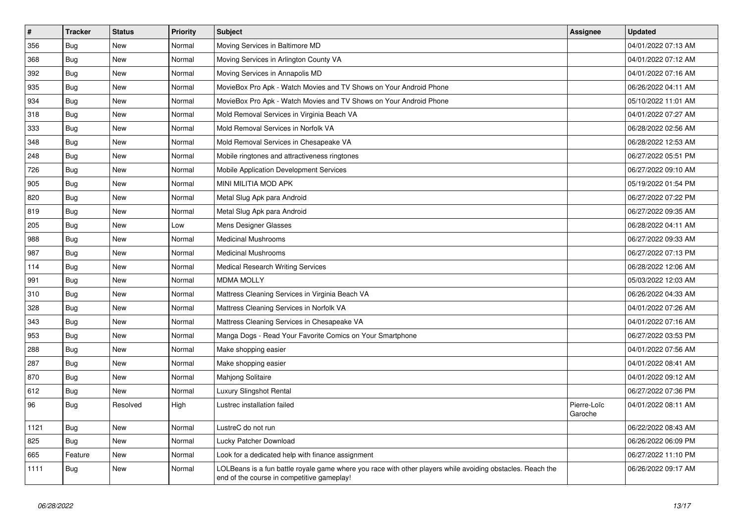| # | Tracker | Status | Priority | Subject | Assignee | Updated |
|---|---|---|---|---|---|---|
| 356 | Bug | New | Normal | Moving Services in Baltimore MD | | 04/01/2022 07:13 AM |
| 368 | Bug | New | Normal | Moving Services in Arlington County VA | | 04/01/2022 07:12 AM |
| 392 | Bug | New | Normal | Moving Services in Annapolis MD | | 04/01/2022 07:16 AM |
| 935 | Bug | New | Normal | MovieBox Pro Apk - Watch Movies and TV Shows on Your Android Phone | | 06/26/2022 04:11 AM |
| 934 | Bug | New | Normal | MovieBox Pro Apk - Watch Movies and TV Shows on Your Android Phone | | 05/10/2022 11:01 AM |
| 318 | Bug | New | Normal | Mold Removal Services in Virginia Beach VA | | 04/01/2022 07:27 AM |
| 333 | Bug | New | Normal | Mold Removal Services in Norfolk VA | | 06/28/2022 02:56 AM |
| 348 | Bug | New | Normal | Mold Removal Services in Chesapeake VA | | 06/28/2022 12:53 AM |
| 248 | Bug | New | Normal | Mobile ringtones and attractiveness ringtones | | 06/27/2022 05:51 PM |
| 726 | Bug | New | Normal | Mobile Application Development Services | | 06/27/2022 09:10 AM |
| 905 | Bug | New | Normal | MINI MILITIA MOD APK | | 05/19/2022 01:54 PM |
| 820 | Bug | New | Normal | Metal Slug Apk para Android | | 06/27/2022 07:22 PM |
| 819 | Bug | New | Normal | Metal Slug Apk para Android | | 06/27/2022 09:35 AM |
| 205 | Bug | New | Low | Mens Designer Glasses | | 06/28/2022 04:11 AM |
| 988 | Bug | New | Normal | Medicinal Mushrooms | | 06/27/2022 09:33 AM |
| 987 | Bug | New | Normal | Medicinal Mushrooms | | 06/27/2022 07:13 PM |
| 114 | Bug | New | Normal | Medical Research Writing Services | | 06/28/2022 12:06 AM |
| 991 | Bug | New | Normal | MDMA MOLLY | | 05/03/2022 12:03 AM |
| 310 | Bug | New | Normal | Mattress Cleaning Services in Virginia Beach VA | | 06/26/2022 04:33 AM |
| 328 | Bug | New | Normal | Mattress Cleaning Services in Norfolk VA | | 04/01/2022 07:26 AM |
| 343 | Bug | New | Normal | Mattress Cleaning Services in Chesapeake VA | | 04/01/2022 07:16 AM |
| 953 | Bug | New | Normal | Manga Dogs - Read Your Favorite Comics on Your Smartphone | | 06/27/2022 03:53 PM |
| 288 | Bug | New | Normal | Make shopping easier | | 04/01/2022 07:56 AM |
| 287 | Bug | New | Normal | Make shopping easier | | 04/01/2022 08:41 AM |
| 870 | Bug | New | Normal | Mahjong Solitaire | | 04/01/2022 09:12 AM |
| 612 | Bug | New | Normal | Luxury Slingshot Rental | | 06/27/2022 07:36 PM |
| 96 | Bug | Resolved | High | Lustrec installation failed | Pierre-Loïc Garoche | 04/01/2022 08:11 AM |
| 1121 | Bug | New | Normal | LustreC do not run | | 06/22/2022 08:43 AM |
| 825 | Bug | New | Normal | Lucky Patcher Download | | 06/26/2022 06:09 PM |
| 665 | Feature | New | Normal | Look for a dedicated help with finance assignment | | 06/27/2022 11:10 PM |
| 1111 | Bug | New | Normal | LOLBeans is a fun battle royale game where you race with other players while avoiding obstacles. Reach the end of the course in competitive gameplay! | | 06/26/2022 09:17 AM |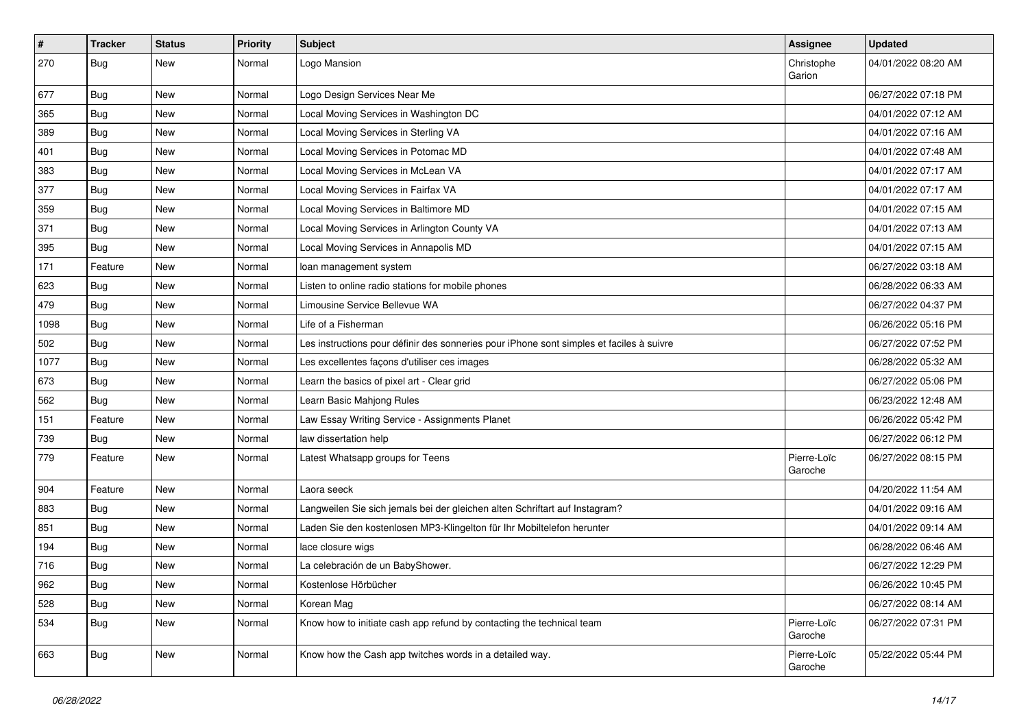| # | Tracker | Status | Priority | Subject | Assignee | Updated |
|---|---|---|---|---|---|---|
| 270 | Bug | New | Normal | Logo Mansion | Christophe Garion | 04/01/2022 08:20 AM |
| 677 | Bug | New | Normal | Logo Design Services Near Me | | 06/27/2022 07:18 PM |
| 365 | Bug | New | Normal | Local Moving Services in Washington DC | | 04/01/2022 07:12 AM |
| 389 | Bug | New | Normal | Local Moving Services in Sterling VA | | 04/01/2022 07:16 AM |
| 401 | Bug | New | Normal | Local Moving Services in Potomac MD | | 04/01/2022 07:48 AM |
| 383 | Bug | New | Normal | Local Moving Services in McLean VA | | 04/01/2022 07:17 AM |
| 377 | Bug | New | Normal | Local Moving Services in Fairfax VA | | 04/01/2022 07:17 AM |
| 359 | Bug | New | Normal | Local Moving Services in Baltimore MD | | 04/01/2022 07:15 AM |
| 371 | Bug | New | Normal | Local Moving Services in Arlington County VA | | 04/01/2022 07:13 AM |
| 395 | Bug | New | Normal | Local Moving Services in Annapolis MD | | 04/01/2022 07:15 AM |
| 171 | Feature | New | Normal | loan management system | | 06/27/2022 03:18 AM |
| 623 | Bug | New | Normal | Listen to online radio stations for mobile phones | | 06/28/2022 06:33 AM |
| 479 | Bug | New | Normal | Limousine Service Bellevue WA | | 06/27/2022 04:37 PM |
| 1098 | Bug | New | Normal | Life of a Fisherman | | 06/26/2022 05:16 PM |
| 502 | Bug | New | Normal | Les instructions pour définir des sonneries pour iPhone sont simples et faciles à suivre | | 06/27/2022 07:52 PM |
| 1077 | Bug | New | Normal | Les excellentes façons d'utiliser ces images | | 06/28/2022 05:32 AM |
| 673 | Bug | New | Normal | Learn the basics of pixel art - Clear grid | | 06/27/2022 05:06 PM |
| 562 | Bug | New | Normal | Learn Basic Mahjong Rules | | 06/23/2022 12:48 AM |
| 151 | Feature | New | Normal | Law Essay Writing Service - Assignments Planet | | 06/26/2022 05:42 PM |
| 739 | Bug | New | Normal | law dissertation help | | 06/27/2022 06:12 PM |
| 779 | Feature | New | Normal | Latest Whatsapp groups for Teens | Pierre-Loïc Garoche | 06/27/2022 08:15 PM |
| 904 | Feature | New | Normal | Laora seeck | | 04/20/2022 11:54 AM |
| 883 | Bug | New | Normal | Langweilen Sie sich jemals bei der gleichen alten Schriftart auf Instagram? | | 04/01/2022 09:16 AM |
| 851 | Bug | New | Normal | Laden Sie den kostenlosen MP3-Klingelton für Ihr Mobiltelefon herunter | | 04/01/2022 09:14 AM |
| 194 | Bug | New | Normal | lace closure wigs | | 06/28/2022 06:46 AM |
| 716 | Bug | New | Normal | La celebración de un BabyShower. | | 06/27/2022 12:29 PM |
| 962 | Bug | New | Normal | Kostenlose Hörbücher | | 06/26/2022 10:45 PM |
| 528 | Bug | New | Normal | Korean Mag | | 06/27/2022 08:14 AM |
| 534 | Bug | New | Normal | Know how to initiate cash app refund by contacting the technical team | Pierre-Loïc Garoche | 06/27/2022 07:31 PM |
| 663 | Bug | New | Normal | Know how the Cash app twitches words in a detailed way. | Pierre-Loïc Garoche | 05/22/2022 05:44 PM |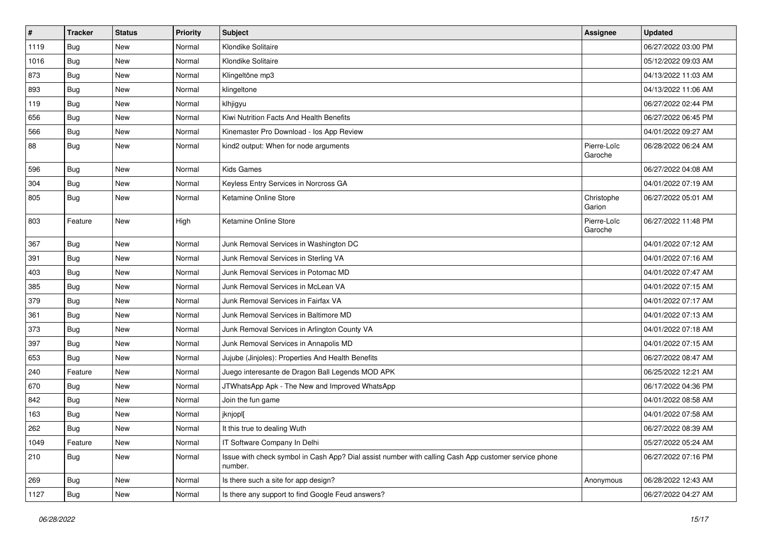| # | Tracker | Status | Priority | Subject | Assignee | Updated |
|---|---|---|---|---|---|---|
| 1119 | Bug | New | Normal | Klondike Solitaire | | 06/27/2022 03:00 PM |
| 1016 | Bug | New | Normal | Klondike Solitaire | | 05/12/2022 09:03 AM |
| 873 | Bug | New | Normal | Klingeltöne mp3 | | 04/13/2022 11:03 AM |
| 893 | Bug | New | Normal | klingeltone | | 04/13/2022 11:06 AM |
| 119 | Bug | New | Normal | klhjigyu | | 06/27/2022 02:44 PM |
| 656 | Bug | New | Normal | Kiwi Nutrition Facts And Health Benefits | | 06/27/2022 06:45 PM |
| 566 | Bug | New | Normal | Kinemaster Pro Download - Ios App Review | | 04/01/2022 09:27 AM |
| 88 | Bug | New | Normal | kind2 output: When for node arguments | Pierre-Loïc Garoche | 06/28/2022 06:24 AM |
| 596 | Bug | New | Normal | Kids Games | | 06/27/2022 04:08 AM |
| 304 | Bug | New | Normal | Keyless Entry Services in Norcross GA | | 04/01/2022 07:19 AM |
| 805 | Bug | New | Normal | Ketamine Online Store | Christophe Garion | 06/27/2022 05:01 AM |
| 803 | Feature | New | High | Ketamine Online Store | Pierre-Loïc Garoche | 06/27/2022 11:48 PM |
| 367 | Bug | New | Normal | Junk Removal Services in Washington DC | | 04/01/2022 07:12 AM |
| 391 | Bug | New | Normal | Junk Removal Services in Sterling VA | | 04/01/2022 07:16 AM |
| 403 | Bug | New | Normal | Junk Removal Services in Potomac MD | | 04/01/2022 07:47 AM |
| 385 | Bug | New | Normal | Junk Removal Services in McLean VA | | 04/01/2022 07:15 AM |
| 379 | Bug | New | Normal | Junk Removal Services in Fairfax VA | | 04/01/2022 07:17 AM |
| 361 | Bug | New | Normal | Junk Removal Services in Baltimore MD | | 04/01/2022 07:13 AM |
| 373 | Bug | New | Normal | Junk Removal Services in Arlington County VA | | 04/01/2022 07:18 AM |
| 397 | Bug | New | Normal | Junk Removal Services in Annapolis MD | | 04/01/2022 07:15 AM |
| 653 | Bug | New | Normal | Jujube (Jinjoles): Properties And Health Benefits | | 06/27/2022 08:47 AM |
| 240 | Feature | New | Normal | Juego interesante de Dragon Ball Legends MOD APK | | 06/25/2022 12:21 AM |
| 670 | Bug | New | Normal | JTWhatsApp Apk - The New and Improved WhatsApp | | 06/17/2022 04:36 PM |
| 842 | Bug | New | Normal | Join the fun game | | 04/01/2022 08:58 AM |
| 163 | Bug | New | Normal | jknjopl[ | | 04/01/2022 07:58 AM |
| 262 | Bug | New | Normal | It this true to dealing Wuth | | 06/27/2022 08:39 AM |
| 1049 | Feature | New | Normal | IT Software Company In Delhi | | 05/27/2022 05:24 AM |
| 210 | Bug | New | Normal | Issue with check symbol in Cash App? Dial assist number with calling Cash App customer service phone number. | | 06/27/2022 07:16 PM |
| 269 | Bug | New | Normal | Is there such a site for app design? | Anonymous | 06/28/2022 12:43 AM |
| 1127 | Bug | New | Normal | Is there any support to find Google Feud answers? | | 06/27/2022 04:27 AM |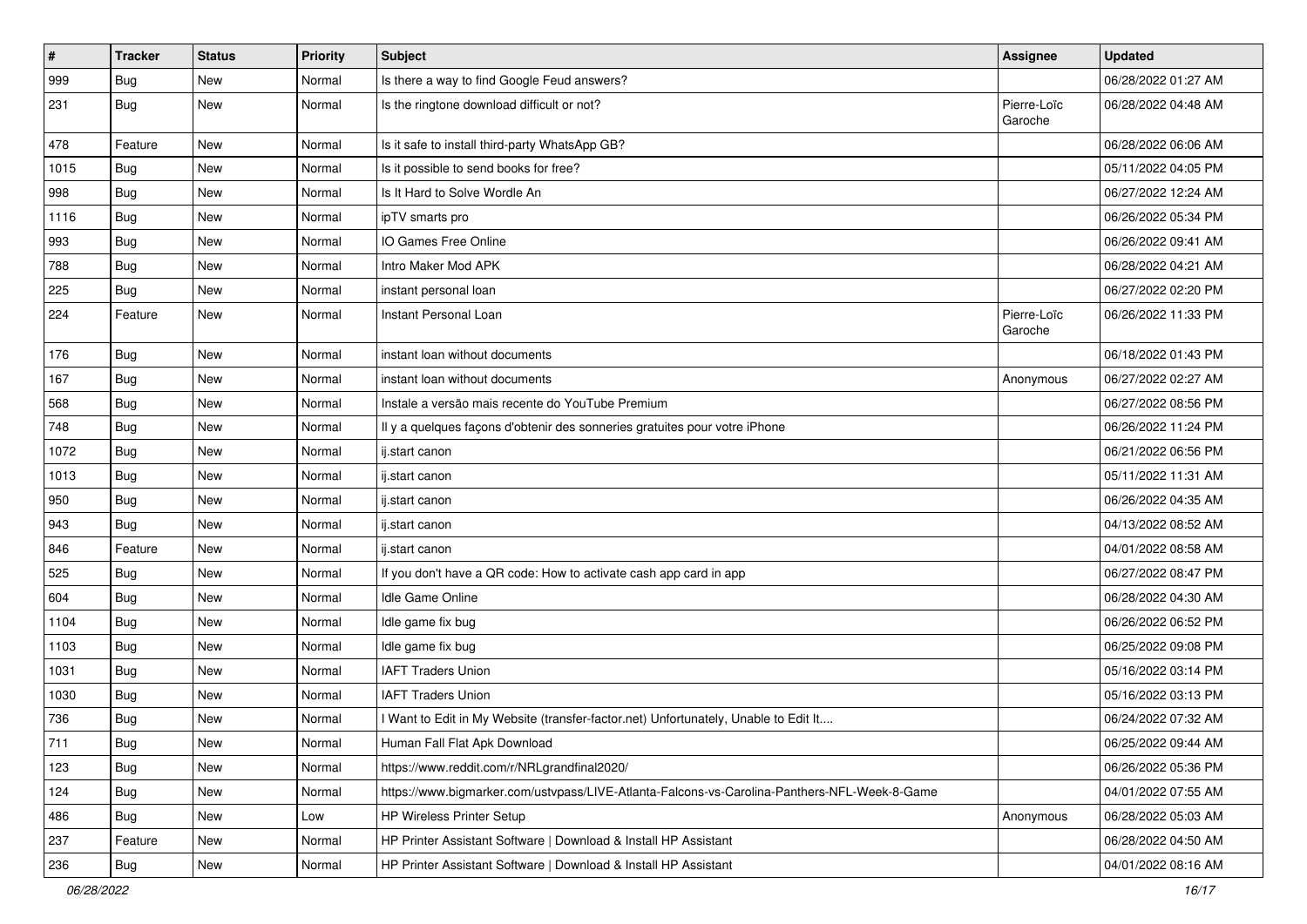| # | Tracker | Status | Priority | Subject | Assignee | Updated |
|---|---|---|---|---|---|---|
| 999 | Bug | New | Normal | Is there a way to find Google Feud answers? | | 06/28/2022 01:27 AM |
| 231 | Bug | New | Normal | Is the ringtone download difficult or not? | Pierre-Loïc Garoche | 06/28/2022 04:48 AM |
| 478 | Feature | New | Normal | Is it safe to install third-party WhatsApp GB? | | 06/28/2022 06:06 AM |
| 1015 | Bug | New | Normal | Is it possible to send books for free? | | 05/11/2022 04:05 PM |
| 998 | Bug | New | Normal | Is It Hard to Solve Wordle An | | 06/27/2022 12:24 AM |
| 1116 | Bug | New | Normal | ipTV smarts pro | | 06/26/2022 05:34 PM |
| 993 | Bug | New | Normal | IO Games Free Online | | 06/26/2022 09:41 AM |
| 788 | Bug | New | Normal | Intro Maker Mod APK | | 06/28/2022 04:21 AM |
| 225 | Bug | New | Normal | instant personal loan | | 06/27/2022 02:20 PM |
| 224 | Feature | New | Normal | Instant Personal Loan | Pierre-Loïc Garoche | 06/26/2022 11:33 PM |
| 176 | Bug | New | Normal | instant loan without documents | | 06/18/2022 01:43 PM |
| 167 | Bug | New | Normal | instant loan without documents | Anonymous | 06/27/2022 02:27 AM |
| 568 | Bug | New | Normal | Instale a versão mais recente do YouTube Premium | | 06/27/2022 08:56 PM |
| 748 | Bug | New | Normal | Il y a quelques façons d'obtenir des sonneries gratuites pour votre iPhone | | 06/26/2022 11:24 PM |
| 1072 | Bug | New | Normal | ij.start canon | | 06/21/2022 06:56 PM |
| 1013 | Bug | New | Normal | ij.start canon | | 05/11/2022 11:31 AM |
| 950 | Bug | New | Normal | ij.start canon | | 06/26/2022 04:35 AM |
| 943 | Bug | New | Normal | ij.start canon | | 04/13/2022 08:52 AM |
| 846 | Feature | New | Normal | ij.start canon | | 04/01/2022 08:58 AM |
| 525 | Bug | New | Normal | If you don't have a QR code: How to activate cash app card in app | | 06/27/2022 08:47 PM |
| 604 | Bug | New | Normal | Idle Game Online | | 06/28/2022 04:30 AM |
| 1104 | Bug | New | Normal | Idle game fix bug | | 06/26/2022 06:52 PM |
| 1103 | Bug | New | Normal | Idle game fix bug | | 06/25/2022 09:08 PM |
| 1031 | Bug | New | Normal | IAFT Traders Union | | 05/16/2022 03:14 PM |
| 1030 | Bug | New | Normal | IAFT Traders Union | | 05/16/2022 03:13 PM |
| 736 | Bug | New | Normal | I Want to Edit in My Website (transfer-factor.net) Unfortunately, Unable to Edit It.... | | 06/24/2022 07:32 AM |
| 711 | Bug | New | Normal | Human Fall Flat Apk Download | | 06/25/2022 09:44 AM |
| 123 | Bug | New | Normal | https://www.reddit.com/r/NRLgrandfinal2020/ | | 06/26/2022 05:36 PM |
| 124 | Bug | New | Normal | https://www.bigmarker.com/ustvpass/LIVE-Atlanta-Falcons-vs-Carolina-Panthers-NFL-Week-8-Game | | 04/01/2022 07:55 AM |
| 486 | Bug | New | Low | HP Wireless Printer Setup | Anonymous | 06/28/2022 05:03 AM |
| 237 | Feature | New | Normal | HP Printer Assistant Software \| Download & Install HP Assistant | | 06/28/2022 04:50 AM |
| 236 | Bug | New | Normal | HP Printer Assistant Software \| Download & Install HP Assistant | | 04/01/2022 08:16 AM |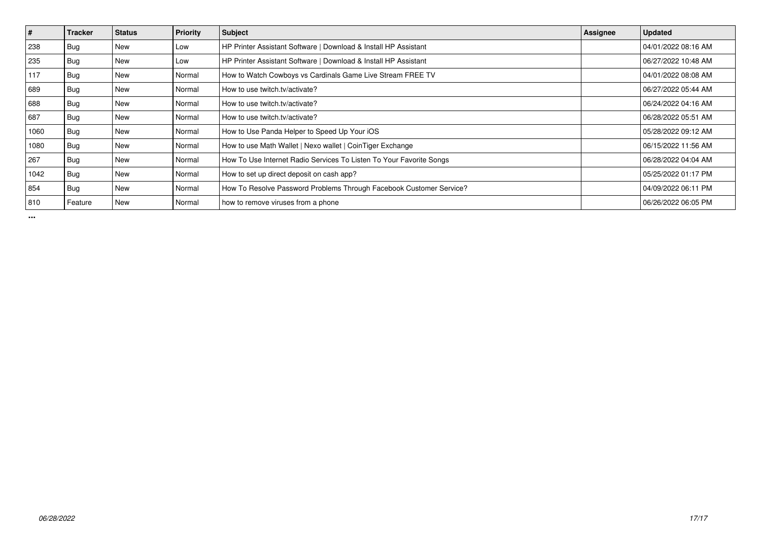| # | Tracker | Status | Priority | Subject | Assignee | Updated |
|---|---|---|---|---|---|---|
| 238 | Bug | New | Low | HP Printer Assistant Software | Download & Install HP Assistant | | 04/01/2022 08:16 AM |
| 235 | Bug | New | Low | HP Printer Assistant Software | Download & Install HP Assistant | | 06/27/2022 10:48 AM |
| 117 | Bug | New | Normal | How to Watch Cowboys vs Cardinals Game Live Stream FREE TV | | 04/01/2022 08:08 AM |
| 689 | Bug | New | Normal | How to use twitch.tv/activate? | | 06/27/2022 05:44 AM |
| 688 | Bug | New | Normal | How to use twitch.tv/activate? | | 06/24/2022 04:16 AM |
| 687 | Bug | New | Normal | How to use twitch.tv/activate? | | 06/28/2022 05:51 AM |
| 1060 | Bug | New | Normal | How to Use Panda Helper to Speed Up Your iOS | | 05/28/2022 09:12 AM |
| 1080 | Bug | New | Normal | How to use Math Wallet | Nexo wallet | CoinTiger Exchange | | 06/15/2022 11:56 AM |
| 267 | Bug | New | Normal | How To Use Internet Radio Services To Listen To Your Favorite Songs | | 06/28/2022 04:04 AM |
| 1042 | Bug | New | Normal | How to set up direct deposit on cash app? | | 05/25/2022 01:17 PM |
| 854 | Bug | New | Normal | How To Resolve Password Problems Through Facebook Customer Service? | | 04/09/2022 06:11 PM |
| 810 | Feature | New | Normal | how to remove viruses from a phone | | 06/26/2022 06:05 PM |

...